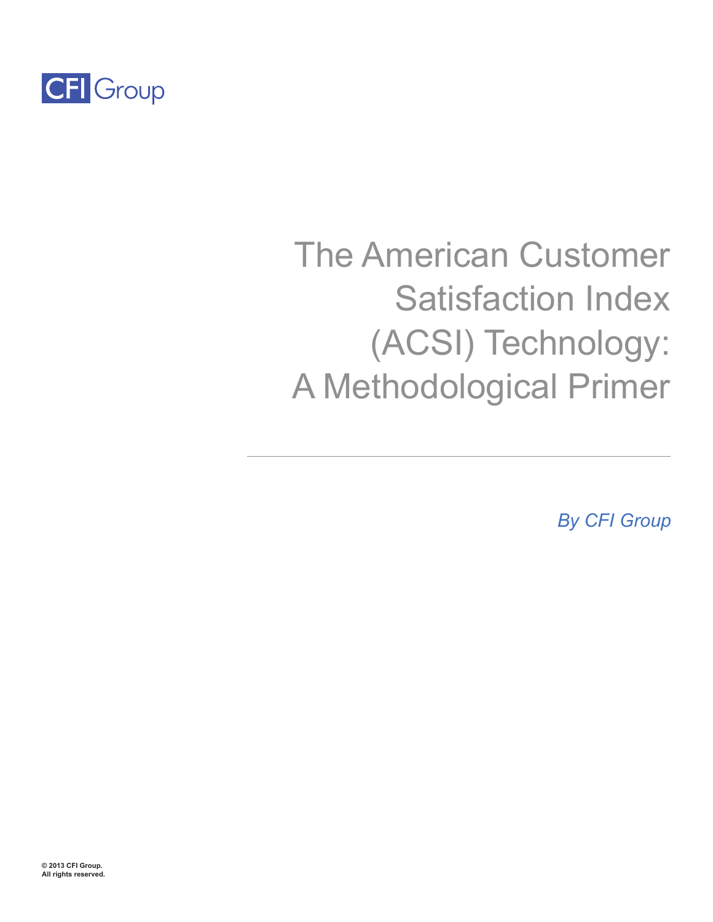CFI Group

# The American Customer Satisfaction Index (ACSI) Technology: A Methodological Primer

*By CFI Group*

© 2013 CFI Group.
All rights reserved.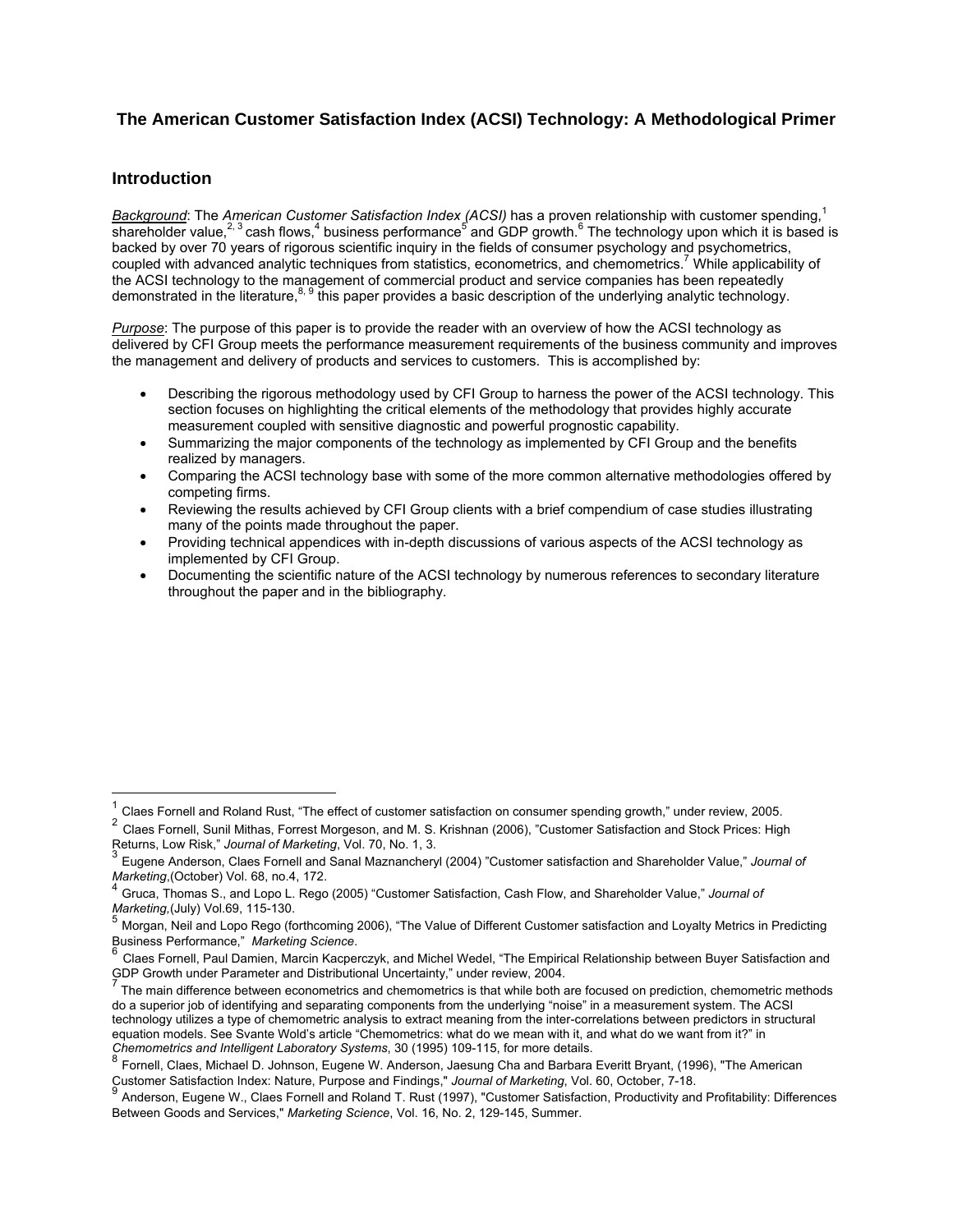# The American Customer Satisfaction Index (ACSI) Technology: A Methodological Primer

## Introduction

*Background*: The *American Customer Satisfaction Index (ACSI)* has a proven relationship with customer spending,[1] shareholder value,[2, 3] cash flows,[4] business performance[5] and GDP growth.[6] The technology upon which it is based is backed by over 70 years of rigorous scientific inquiry in the fields of consumer psychology and psychometrics, coupled with advanced analytic techniques from statistics, econometrics, and chemometrics.[7] While applicability of the ACSI technology to the management of commercial product and service companies has been repeatedly demonstrated in the literature,[8, 9] this paper provides a basic description of the underlying analytic technology.

*Purpose*: The purpose of this paper is to provide the reader with an overview of how the ACSI technology as delivered by CFI Group meets the performance measurement requirements of the business community and improves the management and delivery of products and services to customers. This is accomplished by:

- Describing the rigorous methodology used by CFI Group to harness the power of the ACSI technology. This section focuses on highlighting the critical elements of the methodology that provides highly accurate measurement coupled with sensitive diagnostic and powerful prognostic capability.
- Summarizing the major components of the technology as implemented by CFI Group and the benefits realized by managers.
- Comparing the ACSI technology base with some of the more common alternative methodologies offered by competing firms.
- Reviewing the results achieved by CFI Group clients with a brief compendium of case studies illustrating many of the points made throughout the paper.
- Providing technical appendices with in-depth discussions of various aspects of the ACSI technology as implemented by CFI Group.
- Documenting the scientific nature of the ACSI technology by numerous references to secondary literature throughout the paper and in the bibliography.

---

[1] Claes Fornell and Roland Rust, "The effect of customer satisfaction on consumer spending growth," under review, 2005.

[2] Claes Fornell, Sunil Mithas, Forrest Morgeson, and M. S. Krishnan (2006), "Customer Satisfaction and Stock Prices: High Returns, Low Risk," *Journal of Marketing*, Vol. 70, No. 1, 3.

[3] Eugene Anderson, Claes Fornell and Sanal Maznancheryl (2004) "Customer satisfaction and Shareholder Value," *Journal of Marketing*,(October) Vol. 68, no.4, 172.

[4] Gruca, Thomas S., and Lopo L. Rego (2005) "Customer Satisfaction, Cash Flow, and Shareholder Value," *Journal of Marketing,*(July) Vol.69, 115-130.

[5] Morgan, Neil and Lopo Rego (forthcoming 2006), "The Value of Different Customer satisfaction and Loyalty Metrics in Predicting Business Performance," *Marketing Science*.

[6] Claes Fornell, Paul Damien, Marcin Kacperczyk, and Michel Wedel, "The Empirical Relationship between Buyer Satisfaction and GDP Growth under Parameter and Distributional Uncertainty," under review, 2004.

[7] The main difference between econometrics and chemometrics is that while both are focused on prediction, chemometric methods do a superior job of identifying and separating components from the underlying "noise" in a measurement system. The ACSI technology utilizes a type of chemometric analysis to extract meaning from the inter-correlations between predictors in structural equation models. See Svante Wold's article "Chemometrics: what do we mean with it, and what do we want from it?" in *Chemometrics and Intelligent Laboratory Systems*, 30 (1995) 109-115, for more details.

[8] Fornell, Claes, Michael D. Johnson, Eugene W. Anderson, Jaesung Cha and Barbara Everitt Bryant, (1996), "The American Customer Satisfaction Index: Nature, Purpose and Findings," *Journal of Marketing*, Vol. 60, October, 7-18.

[9] Anderson, Eugene W., Claes Fornell and Roland T. Rust (1997), "Customer Satisfaction, Productivity and Profitability: Differences Between Goods and Services," *Marketing Science*, Vol. 16, No. 2, 129-145, Summer.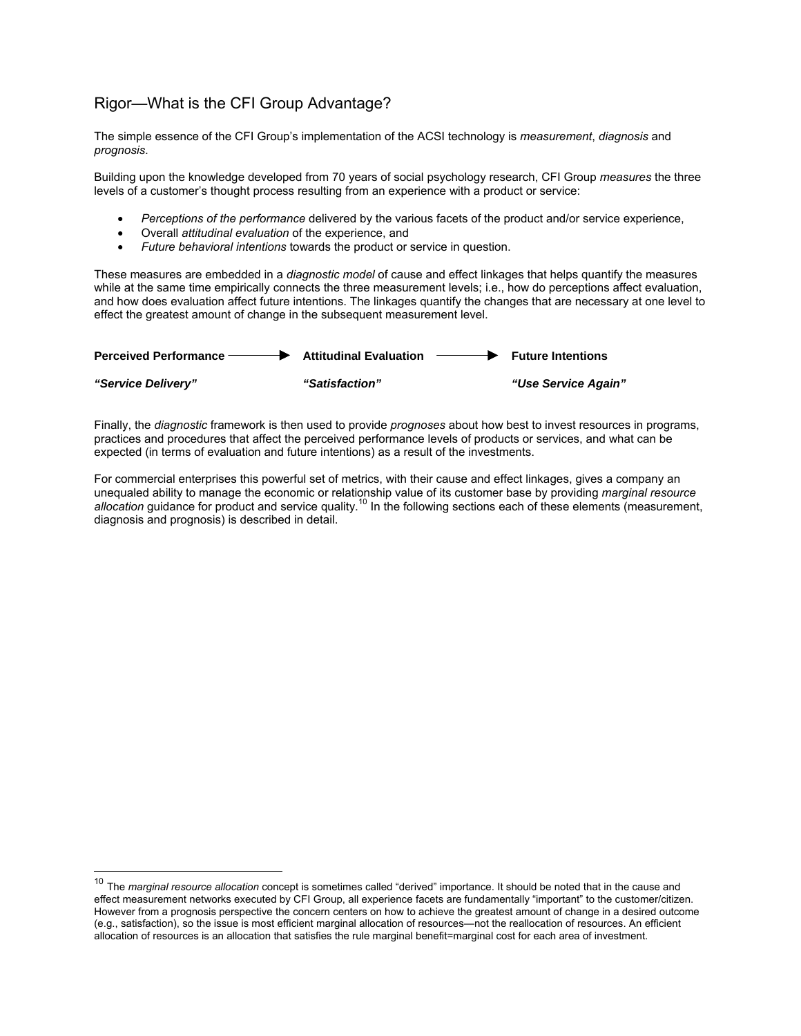## Rigor—What is the CFI Group Advantage?

The simple essence of the CFI Group's implementation of the ACSI technology is *measurement*, *diagnosis* and *prognosis*.

Building upon the knowledge developed from 70 years of social psychology research, CFI Group *measures* the three levels of a customer's thought process resulting from an experience with a product or service:

- *Perceptions of the performance* delivered by the various facets of the product and/or service experience,
- Overall *attitudinal evaluation* of the experience, and
- *Future behavioral intentions* towards the product or service in question.

These measures are embedded in a *diagnostic model* of cause and effect linkages that helps quantify the measures while at the same time empirically connects the three measurement levels; i.e., how do perceptions affect evaluation, and how does evaluation affect future intentions. The linkages quantify the changes that are necessary at one level to effect the greatest amount of change in the subsequent measurement level.

**Perceived Performance** → **Attitudinal Evaluation** → **Future Intentions**

***"Service Delivery"*** ***"Satisfaction"*** ***"Use Service Again"***

Finally, the *diagnostic* framework is then used to provide *prognoses* about how best to invest resources in programs, practices and procedures that affect the perceived performance levels of products or services, and what can be expected (in terms of evaluation and future intentions) as a result of the investments.

For commercial enterprises this powerful set of metrics, with their cause and effect linkages, gives a company an unequaled ability to manage the economic or relationship value of its customer base by providing *marginal resource allocation* guidance for product and service quality.[10] In the following sections each of these elements (measurement, diagnosis and prognosis) is described in detail.

---

[10] The *marginal resource allocation* concept is sometimes called "derived" importance. It should be noted that in the cause and effect measurement networks executed by CFI Group, all experience facets are fundamentally "important" to the customer/citizen. However from a prognosis perspective the concern centers on how to achieve the greatest amount of change in a desired outcome (e.g., satisfaction), so the issue is most efficient marginal allocation of resources—not the reallocation of resources. An efficient allocation of resources is an allocation that satisfies the rule marginal benefit=marginal cost for each area of investment.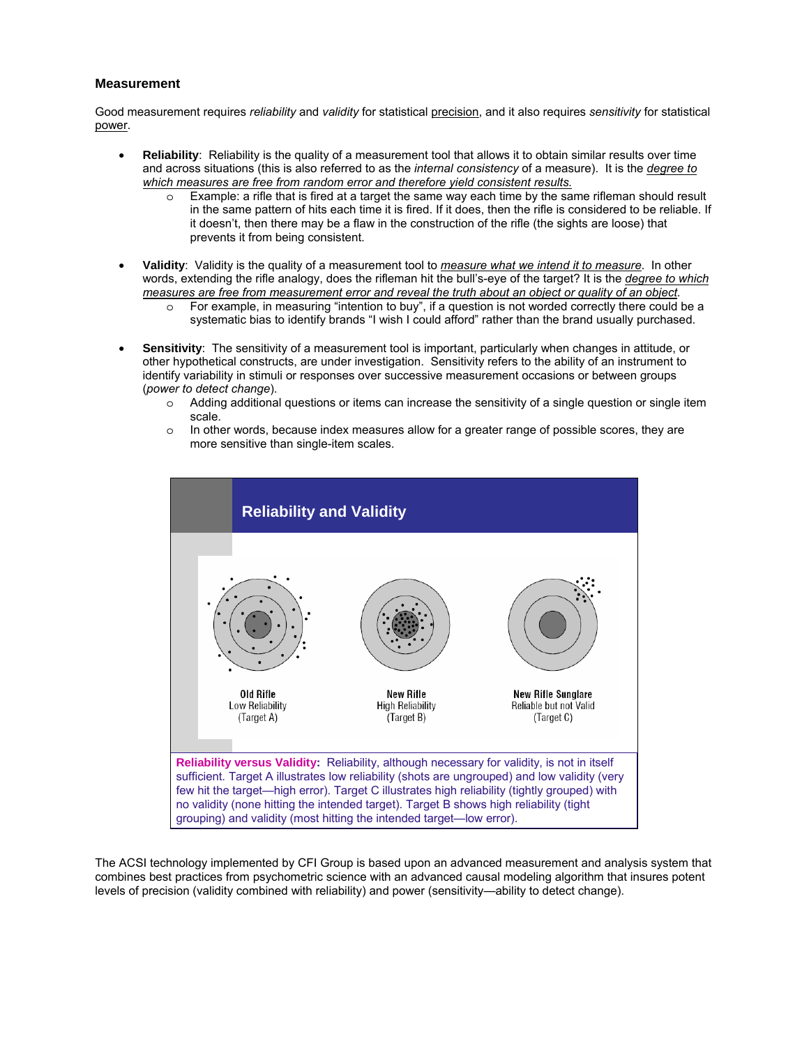### Measurement

Good measurement requires *reliability* and *validity* for statistical precision, and it also requires *sensitivity* for statistical power.

- **Reliability**: Reliability is the quality of a measurement tool that allows it to obtain similar results over time and across situations (this is also referred to as the *internal consistency* of a measure). It is the *degree to which measures are free from random error and therefore yield consistent results.*
  - Example: a rifle that is fired at a target the same way each time by the same rifleman should result in the same pattern of hits each time it is fired. If it does, then the rifle is considered to be reliable. If it doesn't, then there may be a flaw in the construction of the rifle (the sights are loose) that prevents it from being consistent.

- **Validity**: Validity is the quality of a measurement tool to *measure what we intend it to measure*. In other words, extending the rifle analogy, does the rifleman hit the bull's-eye of the target? It is the *degree to which measures are free from measurement error and reveal the truth about an object or quality of an object*.
  - For example, in measuring "intention to buy", if a question is not worded correctly there could be a systematic bias to identify brands "I wish I could afford" rather than the brand usually purchased.

- **Sensitivity**: The sensitivity of a measurement tool is important, particularly when changes in attitude, or other hypothetical constructs, are under investigation. Sensitivity refers to the ability of an instrument to identify variability in stimuli or responses over successive measurement occasions or between groups (*power to detect change*).
  - Adding additional questions or items can increase the sensitivity of a single question or single item scale.
  - In other words, because index measures allow for a greater range of possible scores, they are more sensitive than single-item scales.

**Reliability and Validity**

Old Rifle
Low Reliability
(Target A)

New Rifle
High Reliability
(Target B)

New Rifle Sunglare
Reliable but not Valid
(Target C)

**Reliability versus Validity:** Reliability, although necessary for validity, is not in itself sufficient. Target A illustrates low reliability (shots are ungrouped) and low validity (very few hit the target—high error). Target C illustrates high reliability (tightly grouped) with no validity (none hitting the intended target). Target B shows high reliability (tight grouping) and validity (most hitting the intended target—low error).

The ACSI technology implemented by CFI Group is based upon an advanced measurement and analysis system that combines best practices from psychometric science with an advanced causal modeling algorithm that insures potent levels of precision (validity combined with reliability) and power (sensitivity—ability to detect change).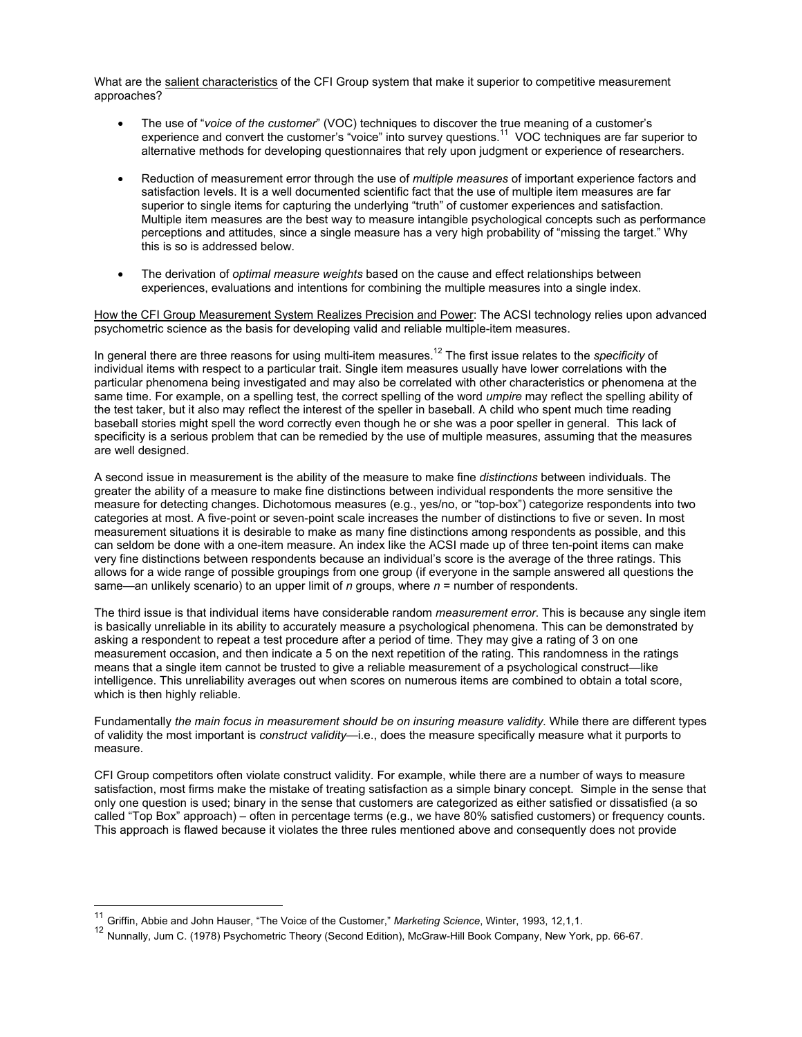What are the salient characteristics of the CFI Group system that make it superior to competitive measurement approaches?

- The use of "*voice of the customer*" (VOC) techniques to discover the true meaning of a customer's experience and convert the customer's "voice" into survey questions.[11] VOC techniques are far superior to alternative methods for developing questionnaires that rely upon judgment or experience of researchers.

- Reduction of measurement error through the use of *multiple measures* of important experience factors and satisfaction levels. It is a well documented scientific fact that the use of multiple item measures are far superior to single items for capturing the underlying "truth" of customer experiences and satisfaction. Multiple item measures are the best way to measure intangible psychological concepts such as performance perceptions and attitudes, since a single measure has a very high probability of "missing the target." Why this is so is addressed below.

- The derivation of *optimal measure weights* based on the cause and effect relationships between experiences, evaluations and intentions for combining the multiple measures into a single index.

How the CFI Group Measurement System Realizes Precision and Power: The ACSI technology relies upon advanced psychometric science as the basis for developing valid and reliable multiple-item measures.

In general there are three reasons for using multi-item measures.[12] The first issue relates to the *specificity* of individual items with respect to a particular trait. Single item measures usually have lower correlations with the particular phenomena being investigated and may also be correlated with other characteristics or phenomena at the same time. For example, on a spelling test, the correct spelling of the word *umpire* may reflect the spelling ability of the test taker, but it also may reflect the interest of the speller in baseball. A child who spent much time reading baseball stories might spell the word correctly even though he or she was a poor speller in general. This lack of specificity is a serious problem that can be remedied by the use of multiple measures, assuming that the measures are well designed.

A second issue in measurement is the ability of the measure to make fine *distinctions* between individuals. The greater the ability of a measure to make fine distinctions between individual respondents the more sensitive the measure for detecting changes. Dichotomous measures (e.g., yes/no, or "top-box") categorize respondents into two categories at most. A five-point or seven-point scale increases the number of distinctions to five or seven. In most measurement situations it is desirable to make as many fine distinctions among respondents as possible, and this can seldom be done with a one-item measure. An index like the ACSI made up of three ten-point items can make very fine distinctions between respondents because an individual's score is the average of the three ratings. This allows for a wide range of possible groupings from one group (if everyone in the sample answered all questions the same—an unlikely scenario) to an upper limit of $n$ groups, where $n$ = number of respondents.

The third issue is that individual items have considerable random *measurement error*. This is because any single item is basically unreliable in its ability to accurately measure a psychological phenomena. This can be demonstrated by asking a respondent to repeat a test procedure after a period of time. They may give a rating of 3 on one measurement occasion, and then indicate a 5 on the next repetition of the rating. This randomness in the ratings means that a single item cannot be trusted to give a reliable measurement of a psychological construct—like intelligence. This unreliability averages out when scores on numerous items are combined to obtain a total score, which is then highly reliable.

Fundamentally *the main focus in measurement should be on insuring measure validity*. While there are different types of validity the most important is *construct validity*—i.e., does the measure specifically measure what it purports to measure.

CFI Group competitors often violate construct validity. For example, while there are a number of ways to measure satisfaction, most firms make the mistake of treating satisfaction as a simple binary concept. Simple in the sense that only one question is used; binary in the sense that customers are categorized as either satisfied or dissatisfied (a so called "Top Box" approach) – often in percentage terms (e.g., we have 80% satisfied customers) or frequency counts. This approach is flawed because it violates the three rules mentioned above and consequently does not provide

---

[11] Griffin, Abbie and John Hauser, "The Voice of the Customer," *Marketing Science*, Winter, 1993, 12,1,1.

[12] Nunnally, Jum C. (1978) Psychometric Theory (Second Edition), McGraw-Hill Book Company, New York, pp. 66-67.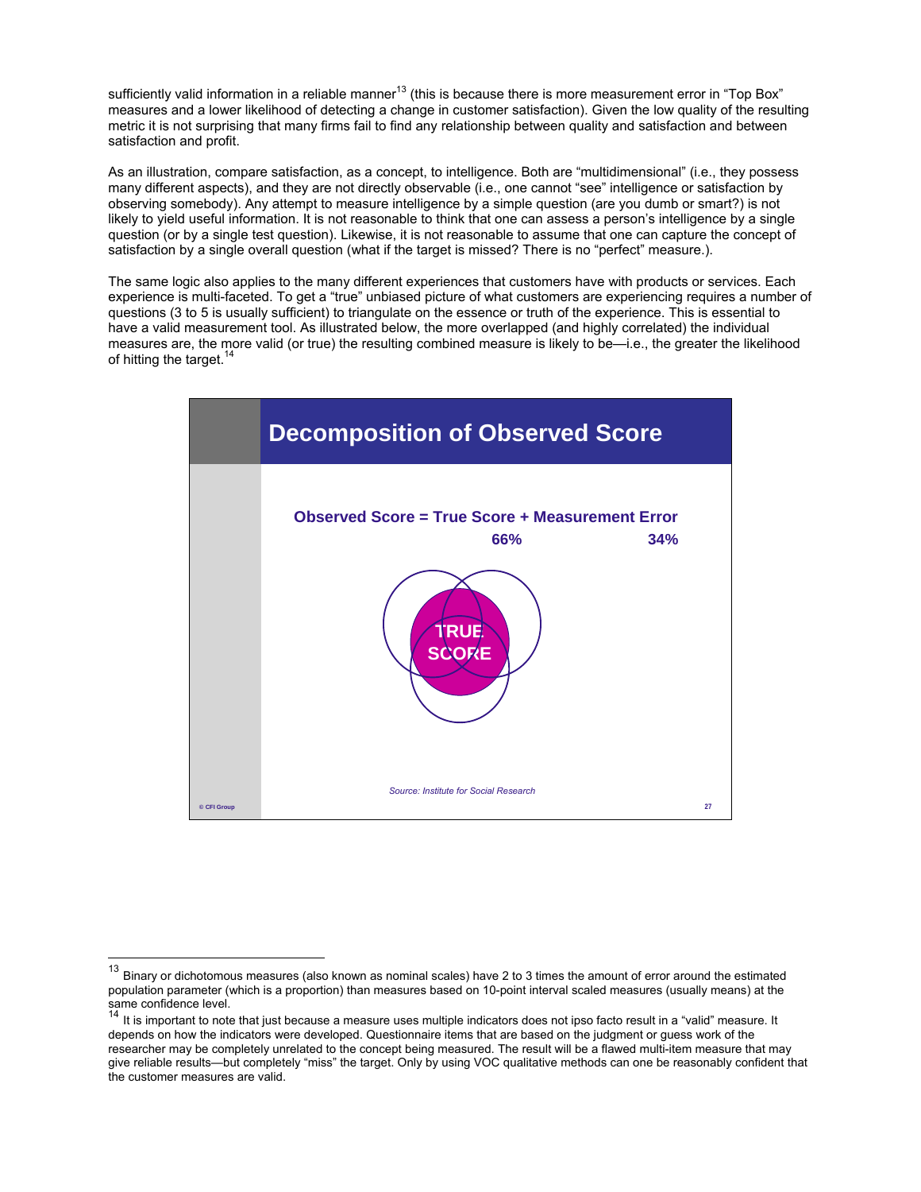sufficiently valid information in a reliable manner[13] (this is because there is more measurement error in "Top Box" measures and a lower likelihood of detecting a change in customer satisfaction). Given the low quality of the resulting metric it is not surprising that many firms fail to find any relationship between quality and satisfaction and between satisfaction and profit.

As an illustration, compare satisfaction, as a concept, to intelligence. Both are "multidimensional" (i.e., they possess many different aspects), and they are not directly observable (i.e., one cannot "see" intelligence or satisfaction by observing somebody). Any attempt to measure intelligence by a simple question (are you dumb or smart?) is not likely to yield useful information. It is not reasonable to think that one can assess a person's intelligence by a single question (or by a single test question). Likewise, it is not reasonable to assume that one can capture the concept of satisfaction by a single overall question (what if the target is missed? There is no "perfect" measure.).

The same logic also applies to the many different experiences that customers have with products or services. Each experience is multi-faceted. To get a "true" unbiased picture of what customers are experiencing requires a number of questions (3 to 5 is usually sufficient) to triangulate on the essence or truth of the experience. This is essential to have a valid measurement tool. As illustrated below, the more overlapped (and highly correlated) the individual measures are, the more valid (or true) the resulting combined measure is likely to be—i.e., the greater the likelihood of hitting the target.[14]

**Decomposition of Observed Score**

**Observed Score = True Score + Measurement Error**

**66% 34%**

TRUE SCORE

*Source: Institute for Social Research*

© CFI Group

---

[13] Binary or dichotomous measures (also known as nominal scales) have 2 to 3 times the amount of error around the estimated population parameter (which is a proportion) than measures based on 10-point interval scaled measures (usually means) at the same confidence level.

[14] It is important to note that just because a measure uses multiple indicators does not ipso facto result in a "valid" measure. It depends on how the indicators were developed. Questionnaire items that are based on the judgment or guess work of the researcher may be completely unrelated to the concept being measured. The result will be a flawed multi-item measure that may give reliable results—but completely "miss" the target. Only by using VOC qualitative methods can one be reasonably confident that the customer measures are valid.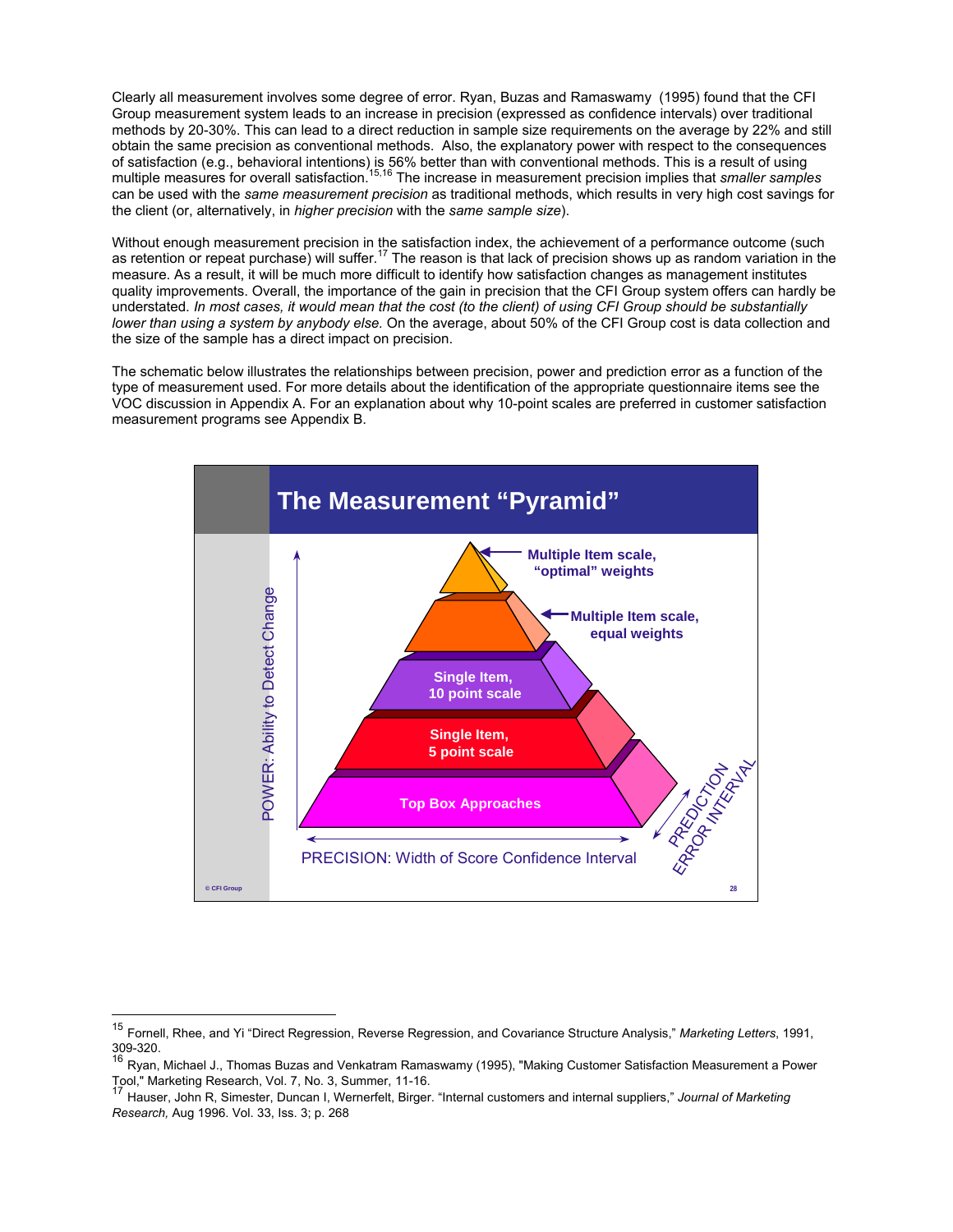Clearly all measurement involves some degree of error. Ryan, Buzas and Ramaswamy (1995) found that the CFI Group measurement system leads to an increase in precision (expressed as confidence intervals) over traditional methods by 20-30%. This can lead to a direct reduction in sample size requirements on the average by 22% and still obtain the same precision as conventional methods. Also, the explanatory power with respect to the consequences of satisfaction (e.g., behavioral intentions) is 56% better than with conventional methods. This is a result of using multiple measures for overall satisfaction.[15,16] The increase in measurement precision implies that *smaller samples* can be used with the *same measurement precision* as traditional methods, which results in very high cost savings for the client (or, alternatively, in *higher precision* with the *same sample size*).

Without enough measurement precision in the satisfaction index, the achievement of a performance outcome (such as retention or repeat purchase) will suffer.[17] The reason is that lack of precision shows up as random variation in the measure. As a result, it will be much more difficult to identify how satisfaction changes as management institutes quality improvements. Overall, the importance of the gain in precision that the CFI Group system offers can hardly be understated. *In most cases, it would mean that the cost (to the client) of using CFI Group should be substantially lower than using a system by anybody else.* On the average, about 50% of the CFI Group cost is data collection and the size of the sample has a direct impact on precision.

The schematic below illustrates the relationships between precision, power and prediction error as a function of the type of measurement used. For more details about the identification of the appropriate questionnaire items see the VOC discussion in Appendix A. For an explanation about why 10-point scales are preferred in customer satisfaction measurement programs see Appendix B.

**The Measurement "Pyramid"**

- Multiple Item scale, "optimal" weights
- Multiple Item scale, equal weights
- Single Item, 10 point scale
- Single Item, 5 point scale
- Top Box Approaches

POWER: Ability to Detect Change

PRECISION: Width of Score Confidence Interval

PREDICTION ERROR INTERVAL

© CFI Group

---

[15] Fornell, Rhee, and Yi "Direct Regression, Reverse Regression, and Covariance Structure Analysis," *Marketing Letters*, 1991, 309-320.

[16] Ryan, Michael J., Thomas Buzas and Venkatram Ramaswamy (1995), "Making Customer Satisfaction Measurement a Power Tool," Marketing Research, Vol. 7, No. 3, Summer, 11-16.

[17] Hauser, John R, Simester, Duncan I, Wernerfelt, Birger. "Internal customers and internal suppliers," *Journal of Marketing Research,* Aug 1996. Vol. 33, Iss. 3; p. 268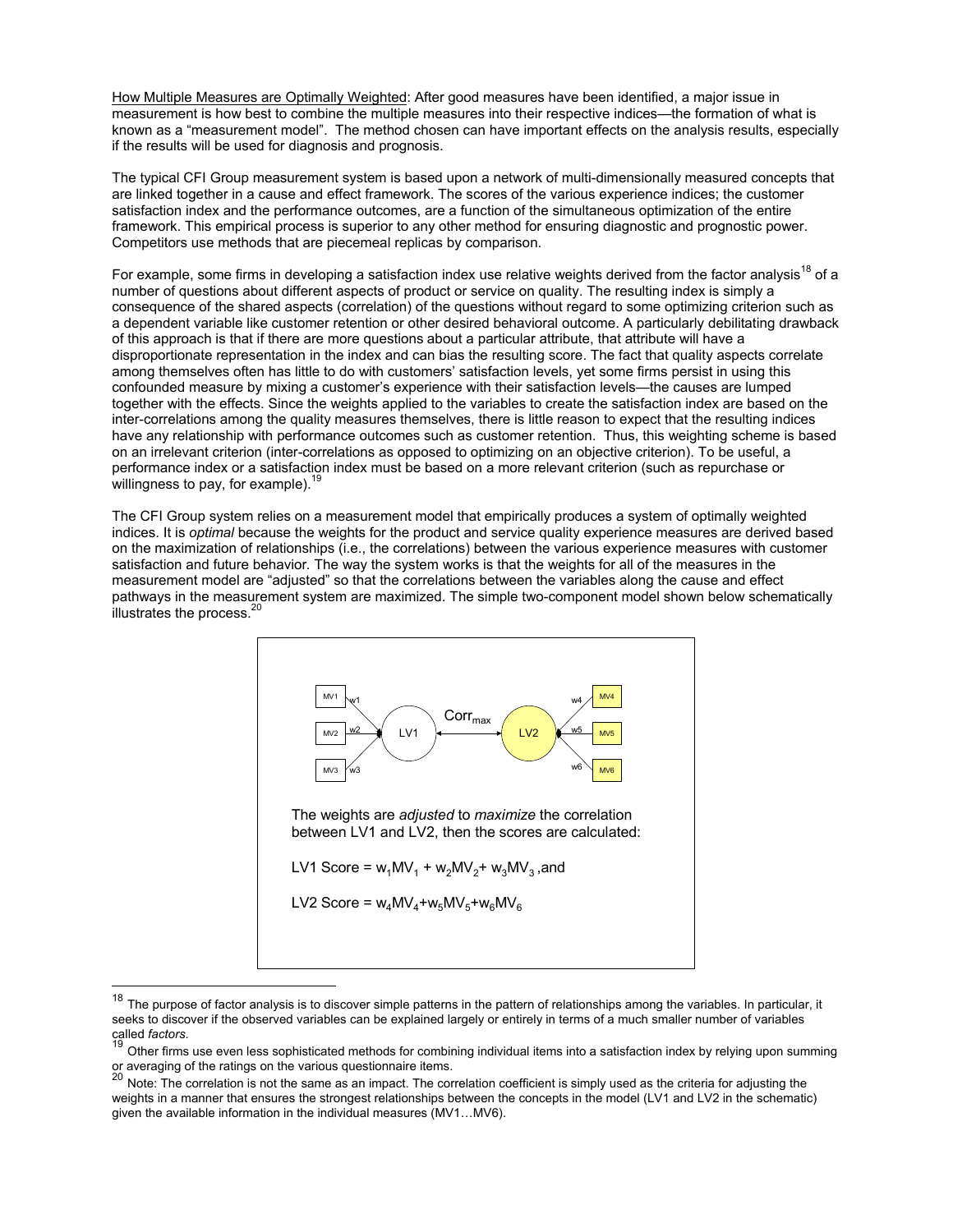How Multiple Measures are Optimally Weighted: After good measures have been identified, a major issue in measurement is how best to combine the multiple measures into their respective indices—the formation of what is known as a "measurement model". The method chosen can have important effects on the analysis results, especially if the results will be used for diagnosis and prognosis.

The typical CFI Group measurement system is based upon a network of multi-dimensionally measured concepts that are linked together in a cause and effect framework. The scores of the various experience indices; the customer satisfaction index and the performance outcomes, are a function of the simultaneous optimization of the entire framework. This empirical process is superior to any other method for ensuring diagnostic and prognostic power. Competitors use methods that are piecemeal replicas by comparison.

For example, some firms in developing a satisfaction index use relative weights derived from the factor analysis[18] of a number of questions about different aspects of product or service on quality. The resulting index is simply a consequence of the shared aspects (correlation) of the questions without regard to some optimizing criterion such as a dependent variable like customer retention or other desired behavioral outcome. A particularly debilitating drawback of this approach is that if there are more questions about a particular attribute, that attribute will have a disproportionate representation in the index and can bias the resulting score. The fact that quality aspects correlate among themselves often has little to do with customers' satisfaction levels, yet some firms persist in using this confounded measure by mixing a customer's experience with their satisfaction levels—the causes are lumped together with the effects. Since the weights applied to the variables to create the satisfaction index are based on the inter-correlations among the quality measures themselves, there is little reason to expect that the resulting indices have any relationship with performance outcomes such as customer retention. Thus, this weighting scheme is based on an irrelevant criterion (inter-correlations as opposed to optimizing on an objective criterion). To be useful, a performance index or a satisfaction index must be based on a more relevant criterion (such as repurchase or willingness to pay, for example).[19]

The CFI Group system relies on a measurement model that empirically produces a system of optimally weighted indices. It is *optimal* because the weights for the product and service quality experience measures are derived based on the maximization of relationships (i.e., the correlations) between the various experience measures with customer satisfaction and future behavior. The way the system works is that the weights for all of the measures in the measurement model are "adjusted" so that the correlations between the variables along the cause and effect pathways in the measurement system are maximized. The simple two-component model shown below schematically illustrates the process.[20]

MV1, MV2, MV3 → (w1, w2, w3) → LV1 ←— $Corr_{max}$ —→ LV2 ← (w4, w5, w6) ← MV4, MV5, MV6

The weights are *adjusted* to *maximize* the correlation between LV1 and LV2, then the scores are calculated:

LV1 Score = $w_1MV_1 + w_2MV_2 + w_3MV_3$ ,and

LV2 Score = $w_4MV_4 + w_5MV_5 + w_6MV_6$

---

[18] The purpose of factor analysis is to discover simple patterns in the pattern of relationships among the variables. In particular, it seeks to discover if the observed variables can be explained largely or entirely in terms of a much smaller number of variables called *factors*.

[19] Other firms use even less sophisticated methods for combining individual items into a satisfaction index by relying upon summing or averaging of the ratings on the various questionnaire items.

[20] Note: The correlation is not the same as an impact. The correlation coefficient is simply used as the criteria for adjusting the weights in a manner that ensures the strongest relationships between the concepts in the model (LV1 and LV2 in the schematic) given the available information in the individual measures (MV1…MV6).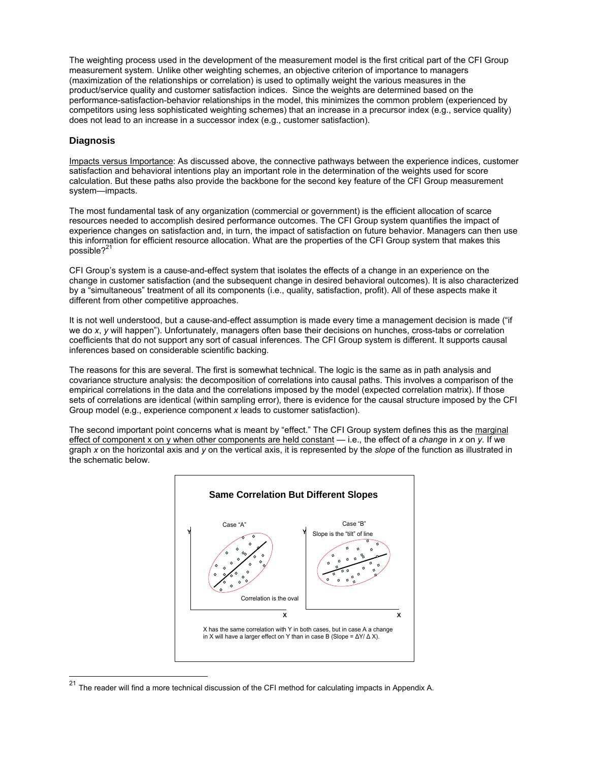The weighting process used in the development of the measurement model is the first critical part of the CFI Group measurement system. Unlike other weighting schemes, an objective criterion of importance to managers (maximization of the relationships or correlation) is used to optimally weight the various measures in the product/service quality and customer satisfaction indices. Since the weights are determined based on the performance-satisfaction-behavior relationships in the model, this minimizes the common problem (experienced by competitors using less sophisticated weighting schemes) that an increase in a precursor index (e.g., service quality) does not lead to an increase in a successor index (e.g., customer satisfaction).

### Diagnosis

Impacts versus Importance: As discussed above, the connective pathways between the experience indices, customer satisfaction and behavioral intentions play an important role in the determination of the weights used for score calculation. But these paths also provide the backbone for the second key feature of the CFI Group measurement system—impacts.

The most fundamental task of any organization (commercial or government) is the efficient allocation of scarce resources needed to accomplish desired performance outcomes. The CFI Group system quantifies the impact of experience changes on satisfaction and, in turn, the impact of satisfaction on future behavior. Managers can then use this information for efficient resource allocation. What are the properties of the CFI Group system that makes this possible?[21]

CFI Group's system is a cause-and-effect system that isolates the effects of a change in an experience on the change in customer satisfaction (and the subsequent change in desired behavioral outcomes). It is also characterized by a "simultaneous" treatment of all its components (i.e., quality, satisfaction, profit). All of these aspects make it different from other competitive approaches.

It is not well understood, but a cause-and-effect assumption is made every time a management decision is made ("if we do *x*, *y* will happen"). Unfortunately, managers often base their decisions on hunches, cross-tabs or correlation coefficients that do not support any sort of casual inferences. The CFI Group system is different. It supports causal inferences based on considerable scientific backing.

The reasons for this are several. The first is somewhat technical. The logic is the same as in path analysis and covariance structure analysis: the decomposition of correlations into causal paths. This involves a comparison of the empirical correlations in the data and the correlations imposed by the model (expected correlation matrix). If those sets of correlations are identical (within sampling error), there is evidence for the causal structure imposed by the CFI Group model (e.g., experience component *x* leads to customer satisfaction).

The second important point concerns what is meant by "effect." The CFI Group system defines this as the marginal effect of component x on y when other components are held constant — i.e., the effect of a *change* in *x* on *y*. If we graph *x* on the horizontal axis and *y* on the vertical axis, it is represented by the *slope* of the function as illustrated in the schematic below.

**Same Correlation But Different Slopes**

Case "A" — Correlation is the oval

Case "B" — Slope is the "tilt" of line

X has the same correlation with Y in both cases, but in case A a change in X will have a larger effect on Y than in case B (Slope = $\Delta Y / \Delta X$).

---

[21] The reader will find a more technical discussion of the CFI method for calculating impacts in Appendix A.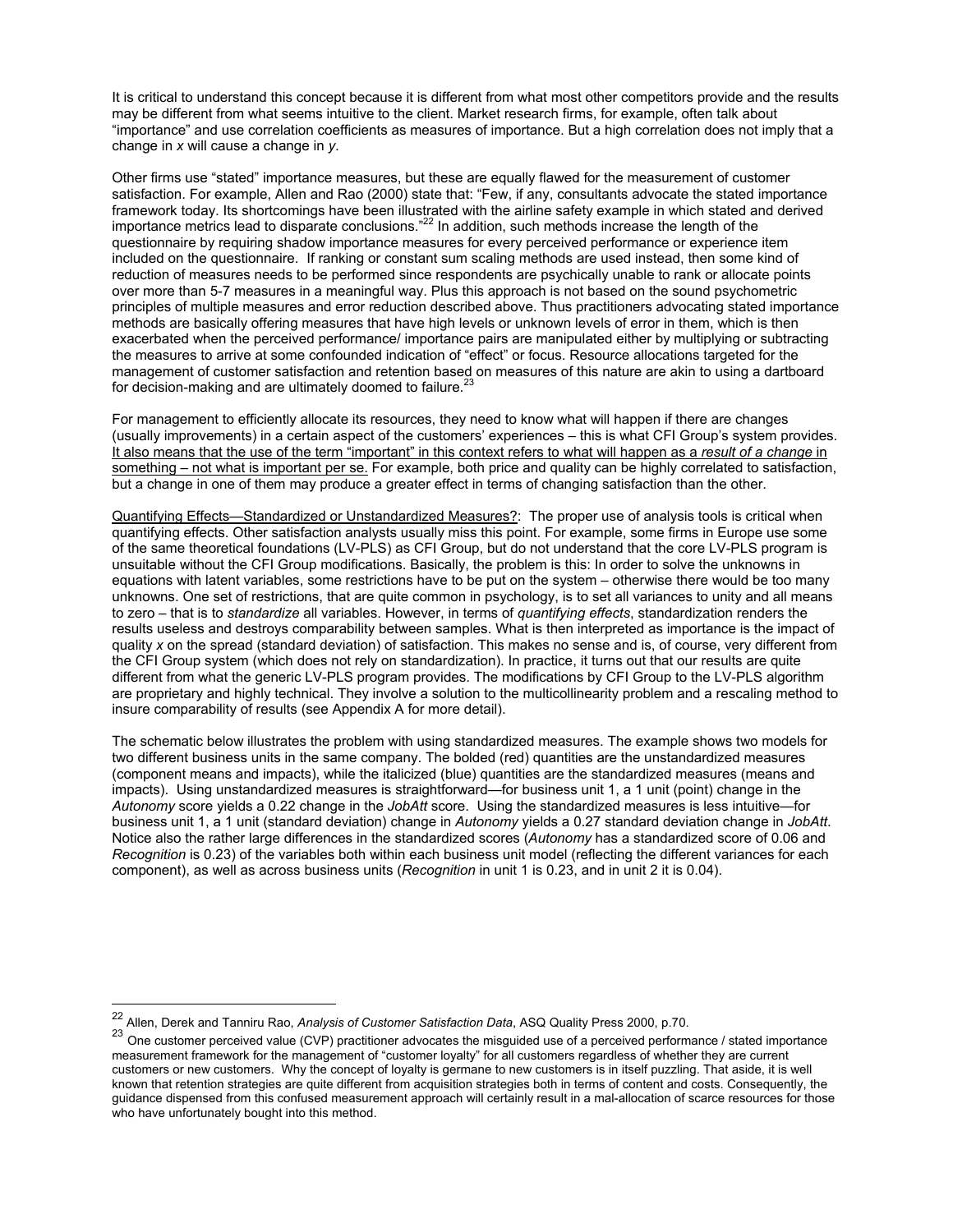It is critical to understand this concept because it is different from what most other competitors provide and the results may be different from what seems intuitive to the client. Market research firms, for example, often talk about "importance" and use correlation coefficients as measures of importance. But a high correlation does not imply that a change in *x* will cause a change in *y*.

Other firms use "stated" importance measures, but these are equally flawed for the measurement of customer satisfaction. For example, Allen and Rao (2000) state that: "Few, if any, consultants advocate the stated importance framework today. Its shortcomings have been illustrated with the airline safety example in which stated and derived importance metrics lead to disparate conclusions."[22] In addition, such methods increase the length of the questionnaire by requiring shadow importance measures for every perceived performance or experience item included on the questionnaire. If ranking or constant sum scaling methods are used instead, then some kind of reduction of measures needs to be performed since respondents are psychically unable to rank or allocate points over more than 5-7 measures in a meaningful way. Plus this approach is not based on the sound psychometric principles of multiple measures and error reduction described above. Thus practitioners advocating stated importance methods are basically offering measures that have high levels or unknown levels of error in them, which is then exacerbated when the perceived performance/ importance pairs are manipulated either by multiplying or subtracting the measures to arrive at some confounded indication of "effect" or focus. Resource allocations targeted for the management of customer satisfaction and retention based on measures of this nature are akin to using a dartboard for decision-making and are ultimately doomed to failure.[23]

For management to efficiently allocate its resources, they need to know what will happen if there are changes (usually improvements) in a certain aspect of the customers' experiences – this is what CFI Group's system provides. <u>It also means that the use of the term "important" in this context refers to what will happen as a *result of a change* in something – not what is important per se.</u> For example, both price and quality can be highly correlated to satisfaction, but a change in one of them may produce a greater effect in terms of changing satisfaction than the other.

<u>Quantifying Effects—Standardized or Unstandardized Measures?</u>: The proper use of analysis tools is critical when quantifying effects. Other satisfaction analysts usually miss this point. For example, some firms in Europe use some of the same theoretical foundations (LV-PLS) as CFI Group, but do not understand that the core LV-PLS program is unsuitable without the CFI Group modifications. Basically, the problem is this: In order to solve the unknowns in equations with latent variables, some restrictions have to be put on the system – otherwise there would be too many unknowns. One set of restrictions, that are quite common in psychology, is to set all variances to unity and all means to zero – that is to *standardize* all variables. However, in terms of *quantifying effects*, standardization renders the results useless and destroys comparability between samples. What is then interpreted as importance is the impact of quality *x* on the spread (standard deviation) of satisfaction. This makes no sense and is, of course, very different from the CFI Group system (which does not rely on standardization). In practice, it turns out that our results are quite different from what the generic LV-PLS program provides. The modifications by CFI Group to the LV-PLS algorithm are proprietary and highly technical. They involve a solution to the multicollinearity problem and a rescaling method to insure comparability of results (see Appendix A for more detail).

The schematic below illustrates the problem with using standardized measures. The example shows two models for two different business units in the same company. The bolded (red) quantities are the unstandardized measures (component means and impacts), while the italicized (blue) quantities are the standardized measures (means and impacts). Using unstandardized measures is straightforward—for business unit 1, a 1 unit (point) change in the *Autonomy* score yields a 0.22 change in the *JobAtt* score. Using the standardized measures is less intuitive—for business unit 1, a 1 unit (standard deviation) change in *Autonomy* yields a 0.27 standard deviation change in *JobAtt*. Notice also the rather large differences in the standardized scores (*Autonomy* has a standardized score of 0.06 and *Recognition* is 0.23) of the variables both within each business unit model (reflecting the different variances for each component), as well as across business units (*Recognition* in unit 1 is 0.23, and in unit 2 it is 0.04).

---

[22] Allen, Derek and Tanniru Rao, *Analysis of Customer Satisfaction Data*, ASQ Quality Press 2000, p.70.

[23] One customer perceived value (CVP) practitioner advocates the misguided use of a perceived performance / stated importance measurement framework for the management of "customer loyalty" for all customers regardless of whether they are current customers or new customers. Why the concept of loyalty is germane to new customers is in itself puzzling. That aside, it is well known that retention strategies are quite different from acquisition strategies both in terms of content and costs. Consequently, the guidance dispensed from this confused measurement approach will certainly result in a mal-allocation of scarce resources for those who have unfortunately bought into this method.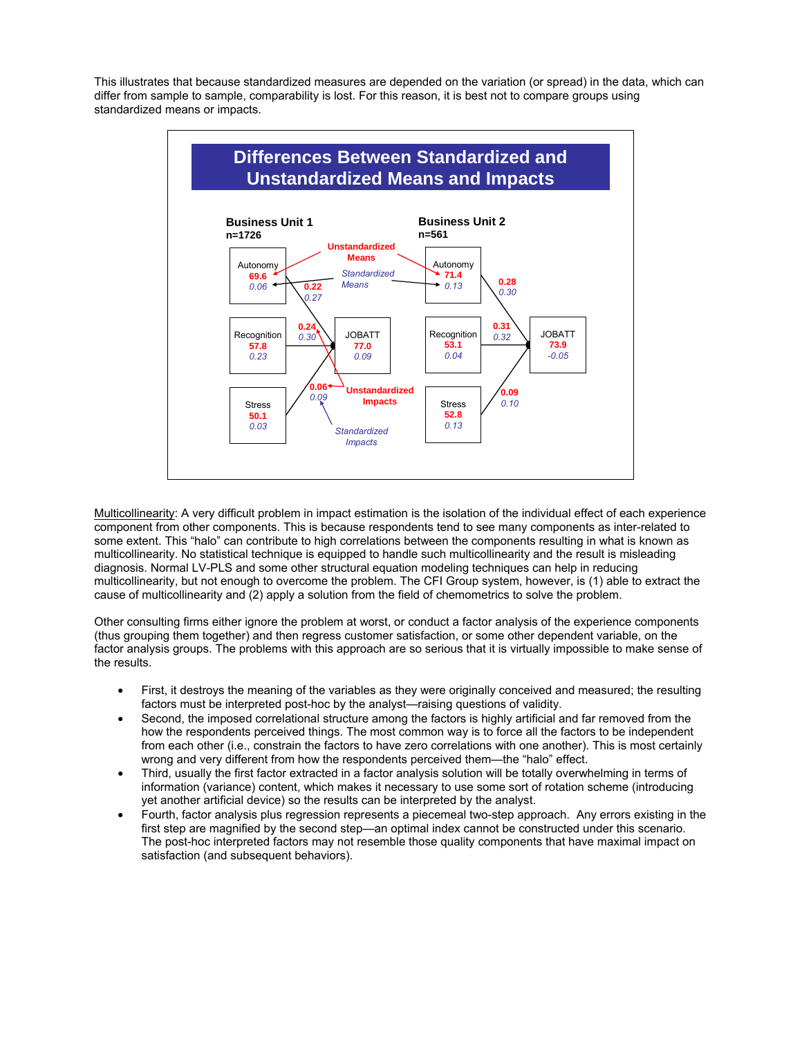This illustrates that because standardized measures are depended on the variation (or spread) in the data, which can differ from sample to sample, comparability is lost. For this reason, it is best not to compare groups using standardized means or impacts.

**Differences Between Standardized and Unstandardized Means and Impacts**

**Business Unit 1**
**n=1726**

| Component | Unstandardized Mean | Standardized Mean | Unstandardized Impact | Standardized Impact |
|---|---|---|---|---|
| Autonomy | 69.6 | 0.06 | 0.22 | 0.27 |
| Recognition | 57.8 | 0.23 | 0.24 | 0.30 |
| Stress | 50.1 | 0.03 | 0.06 | 0.09 |
| JOBATT | 77.0 | 0.09 | | |

**Business Unit 2**
**n=561**

| Component | Unstandardized Mean | Standardized Mean | Unstandardized Impact | Standardized Impact |
|---|---|---|---|---|
| Autonomy | 71.4 | 0.13 | 0.28 | 0.30 |
| Recognition | 53.1 | 0.04 | 0.31 | 0.32 |
| Stress | 52.8 | 0.13 | 0.09 | 0.10 |
| JOBATT | 73.9 | -0.05 | | |

<u>Multicollinearity</u>: A very difficult problem in impact estimation is the isolation of the individual effect of each experience component from other components. This is because respondents tend to see many components as inter-related to some extent. This "halo" can contribute to high correlations between the components resulting in what is known as multicollinearity. No statistical technique is equipped to handle such multicollinearity and the result is misleading diagnosis. Normal LV-PLS and some other structural equation modeling techniques can help in reducing multicollinearity, but not enough to overcome the problem. The CFI Group system, however, is (1) able to extract the cause of multicollinearity and (2) apply a solution from the field of chemometrics to solve the problem.

Other consulting firms either ignore the problem at worst, or conduct a factor analysis of the experience components (thus grouping them together) and then regress customer satisfaction, or some other dependent variable, on the factor analysis groups. The problems with this approach are so serious that it is virtually impossible to make sense of the results.

- First, it destroys the meaning of the variables as they were originally conceived and measured; the resulting factors must be interpreted post-hoc by the analyst—raising questions of validity.
- Second, the imposed correlational structure among the factors is highly artificial and far removed from the how the respondents perceived things. The most common way is to force all the factors to be independent from each other (i.e., constrain the factors to have zero correlations with one another). This is most certainly wrong and very different from how the respondents perceived them—the "halo" effect.
- Third, usually the first factor extracted in a factor analysis solution will be totally overwhelming in terms of information (variance) content, which makes it necessary to use some sort of rotation scheme (introducing yet another artificial device) so the results can be interpreted by the analyst.
- Fourth, factor analysis plus regression represents a piecemeal two-step approach. Any errors existing in the first step are magnified by the second step—an optimal index cannot be constructed under this scenario. The post-hoc interpreted factors may not resemble those quality components that have maximal impact on satisfaction (and subsequent behaviors).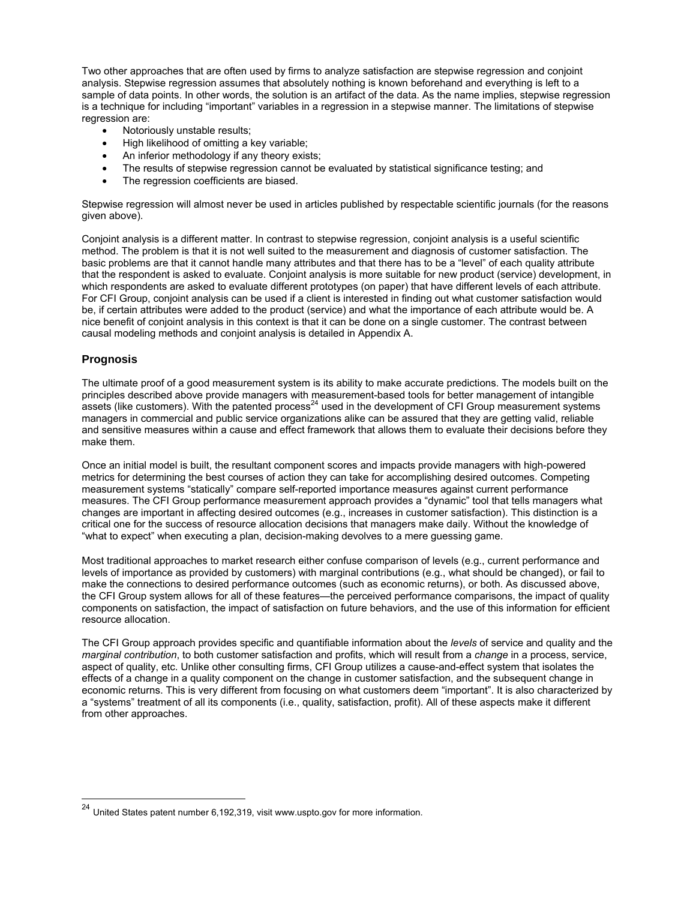Two other approaches that are often used by firms to analyze satisfaction are stepwise regression and conjoint analysis. Stepwise regression assumes that absolutely nothing is known beforehand and everything is left to a sample of data points. In other words, the solution is an artifact of the data. As the name implies, stepwise regression is a technique for including "important" variables in a regression in a stepwise manner. The limitations of stepwise regression are:

- Notoriously unstable results;
- High likelihood of omitting a key variable;
- An inferior methodology if any theory exists;
- The results of stepwise regression cannot be evaluated by statistical significance testing; and
- The regression coefficients are biased.

Stepwise regression will almost never be used in articles published by respectable scientific journals (for the reasons given above).

Conjoint analysis is a different matter. In contrast to stepwise regression, conjoint analysis is a useful scientific method. The problem is that it is not well suited to the measurement and diagnosis of customer satisfaction. The basic problems are that it cannot handle many attributes and that there has to be a "level" of each quality attribute that the respondent is asked to evaluate. Conjoint analysis is more suitable for new product (service) development, in which respondents are asked to evaluate different prototypes (on paper) that have different levels of each attribute. For CFI Group, conjoint analysis can be used if a client is interested in finding out what customer satisfaction would be, if certain attributes were added to the product (service) and what the importance of each attribute would be. A nice benefit of conjoint analysis in this context is that it can be done on a single customer. The contrast between causal modeling methods and conjoint analysis is detailed in Appendix A.

## Prognosis

The ultimate proof of a good measurement system is its ability to make accurate predictions. The models built on the principles described above provide managers with measurement-based tools for better management of intangible assets (like customers). With the patented process[24] used in the development of CFI Group measurement systems managers in commercial and public service organizations alike can be assured that they are getting valid, reliable and sensitive measures within a cause and effect framework that allows them to evaluate their decisions before they make them.

Once an initial model is built, the resultant component scores and impacts provide managers with high-powered metrics for determining the best courses of action they can take for accomplishing desired outcomes. Competing measurement systems "statically" compare self-reported importance measures against current performance measures. The CFI Group performance measurement approach provides a "dynamic" tool that tells managers what changes are important in affecting desired outcomes (e.g., increases in customer satisfaction). This distinction is a critical one for the success of resource allocation decisions that managers make daily. Without the knowledge of "what to expect" when executing a plan, decision-making devolves to a mere guessing game.

Most traditional approaches to market research either confuse comparison of levels (e.g., current performance and levels of importance as provided by customers) with marginal contributions (e.g., what should be changed), or fail to make the connections to desired performance outcomes (such as economic returns), or both. As discussed above, the CFI Group system allows for all of these features—the perceived performance comparisons, the impact of quality components on satisfaction, the impact of satisfaction on future behaviors, and the use of this information for efficient resource allocation.

The CFI Group approach provides specific and quantifiable information about the *levels* of service and quality and the *marginal contribution*, to both customer satisfaction and profits, which will result from a *change* in a process, service, aspect of quality, etc. Unlike other consulting firms, CFI Group utilizes a cause-and-effect system that isolates the effects of a change in a quality component on the change in customer satisfaction, and the subsequent change in economic returns. This is very different from focusing on what customers deem "important". It is also characterized by a "systems" treatment of all its components (i.e., quality, satisfaction, profit). All of these aspects make it different from other approaches.

---

[24] United States patent number 6,192,319, visit www.uspto.gov for more information.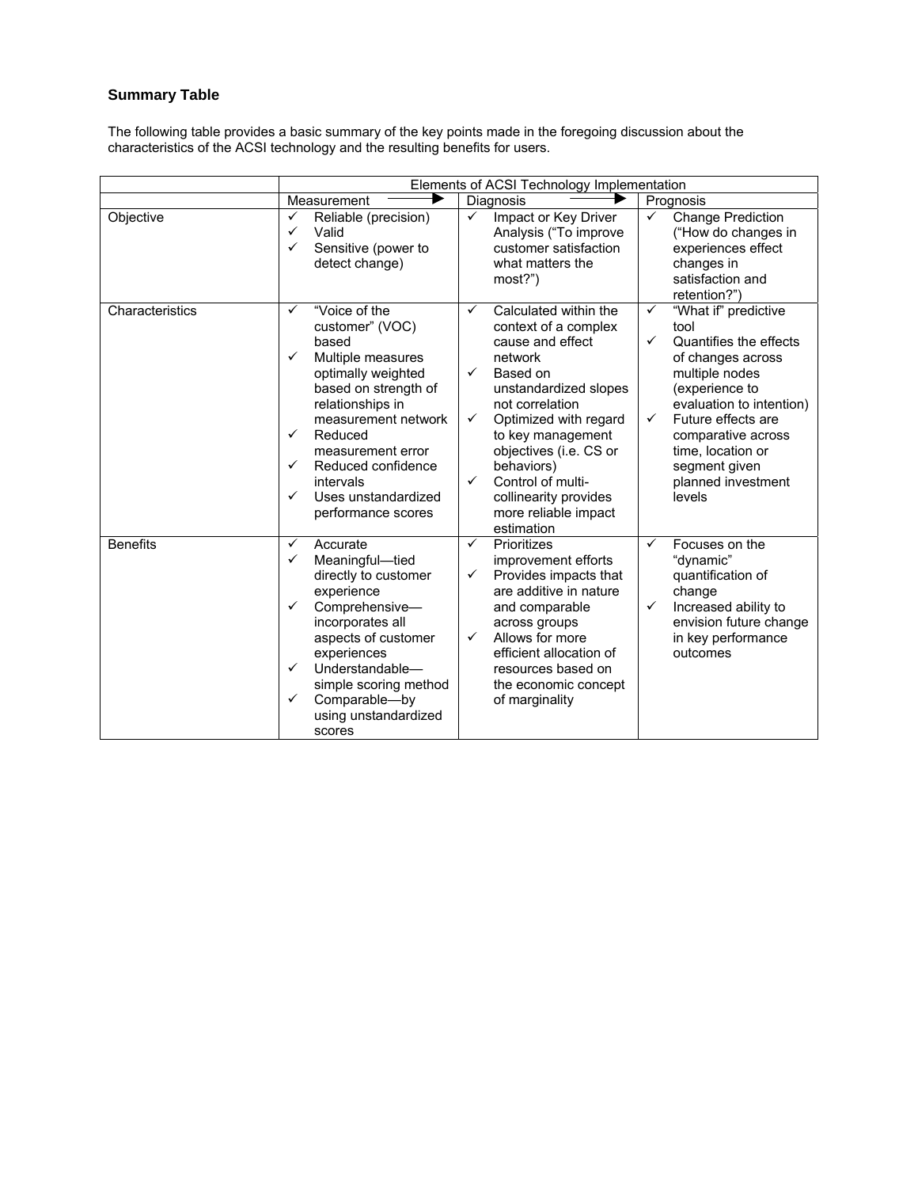### Summary Table

The following table provides a basic summary of the key points made in the foregoing discussion about the characteristics of the ACSI technology and the resulting benefits for users.

| | Elements of ACSI Technology Implementation | | |
|---|---|---|---|
| | Measurement → | Diagnosis → | Prognosis |
| Objective | ✓ Reliable (precision)<br>✓ Valid<br>✓ Sensitive (power to detect change) | ✓ Impact or Key Driver Analysis ("To improve customer satisfaction what matters the most?") | ✓ Change Prediction ("How do changes in experiences effect changes in satisfaction and retention?") |
| Characteristics | ✓ "Voice of the customer" (VOC) based<br>✓ Multiple measures optimally weighted based on strength of relationships in measurement network<br>✓ Reduced measurement error<br>✓ Reduced confidence intervals<br>✓ Uses unstandardized performance scores | ✓ Calculated within the context of a complex cause and effect network<br>✓ Based on unstandardized slopes not correlation<br>✓ Optimized with regard to key management objectives (i.e. CS or behaviors)<br>✓ Control of multi-collinearity provides more reliable impact estimation | ✓ "What if" predictive tool<br>✓ Quantifies the effects of changes across multiple nodes (experience to evaluation to intention)<br>✓ Future effects are comparative across time, location or segment given planned investment levels |
| Benefits | ✓ Accurate<br>✓ Meaningful—tied directly to customer experience<br>✓ Comprehensive—incorporates all aspects of customer experiences<br>✓ Understandable—simple scoring method<br>✓ Comparable—by using unstandardized scores | ✓ Prioritizes improvement efforts<br>✓ Provides impacts that are additive in nature and comparable across groups<br>✓ Allows for more efficient allocation of resources based on the economic concept of marginality | ✓ Focuses on the "dynamic" quantification of change<br>✓ Increased ability to envision future change in key performance outcomes |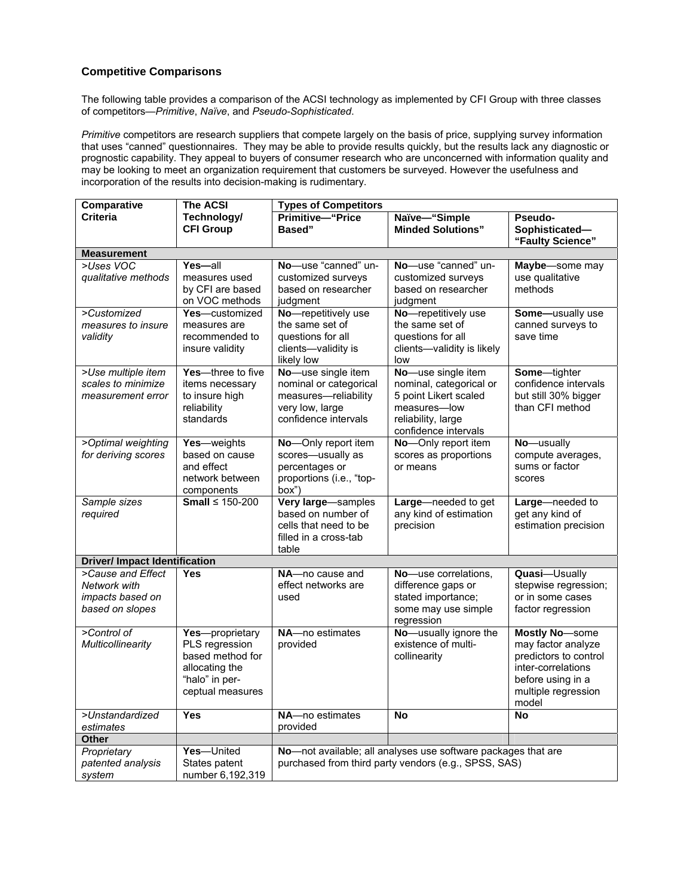### Competitive Comparisons

The following table provides a comparison of the ACSI technology as implemented by CFI Group with three classes of competitors—*Primitive*, *Naïve*, and *Pseudo-Sophisticated*.

*Primitive* competitors are research suppliers that compete largely on the basis of price, supplying survey information that uses "canned" questionnaires. They may be able to provide results quickly, but the results lack any diagnostic or prognostic capability. They appeal to buyers of consumer research who are unconcerned with information quality and may be looking to meet an organization requirement that customers be surveyed. However the usefulness and incorporation of the results into decision-making is rudimentary.

| Comparative Criteria | The ACSI Technology/ CFI Group | Types of Competitors | | |
|---|---|---|---|---|
| | | **Primitive—"Price Based"** | **Naïve—"Simple Minded Solutions"** | **Pseudo-Sophisticated—"Faulty Science"** |
| **Measurement** | | | | |
| *>Uses VOC qualitative methods* | **Yes—**all measures used by CFI are based on VOC methods | **No**—use "canned" un-customized surveys based on researcher judgment | **No**—use "canned" un-customized surveys based on researcher judgment | **Maybe**—some may use qualitative methods |
| *>Customized measures to insure validity* | **Yes**—customized measures are recommended to insure validity | **No**—repetitively use the same set of questions for all clients—validity is likely low | **No**—repetitively use the same set of questions for all clients—validity is likely low | **Some—**usually use canned surveys to save time |
| *>Use multiple item scales to minimize measurement error* | **Yes**—three to five items necessary to insure high reliability standards | **No**—use single item nominal or categorical measures—reliability very low, large confidence intervals | **No**—use single item nominal, categorical or 5 point Likert scaled measures—low reliability, large confidence intervals | **Some**—tighter confidence intervals but still 30% bigger than CFI method |
| *>Optimal weighting for deriving scores* | **Yes**—weights based on cause and effect network between components | **No**—Only report item scores—usually as percentages or proportions (i.e., "top-box") | **No**—Only report item scores as proportions or means | **No**—usually compute averages, sums or factor scores |
| *Sample sizes required* | **Small** ≤ 150-200 | **Very large**—samples based on number of cells that need to be filled in a cross-tab table | **Large**—needed to get any kind of estimation precision | **Large**—needed to get any kind of estimation precision |
| **Driver/ Impact Identification** | | | | |
| *>Cause and Effect Network with impacts based on based on slopes* | **Yes** | **NA**—no cause and effect networks are used | **No**—use correlations, difference gaps or stated importance; some may use simple regression | **Quasi**—Usually stepwise regression; or in some cases factor regression |
| *>Control of Multicollinearity* | **Yes**—proprietary PLS regression based method for allocating the "halo" in per-ceptual measures | **NA**—no estimates provided | **No**—usually ignore the existence of multi-collinearity | **Mostly No**—some may factor analyze predictors to control inter-correlations before using in a multiple regression model |
| *>Unstandardized estimates* | **Yes** | **NA**—no estimates provided | **No** | **No** |
| **Other** | | | | |
| *Proprietary patented analysis system* | **Yes**—United States patent number 6,192,319 | **No**—not available; all analyses use software packages that are purchased from third party vendors (e.g., SPSS, SAS) | | |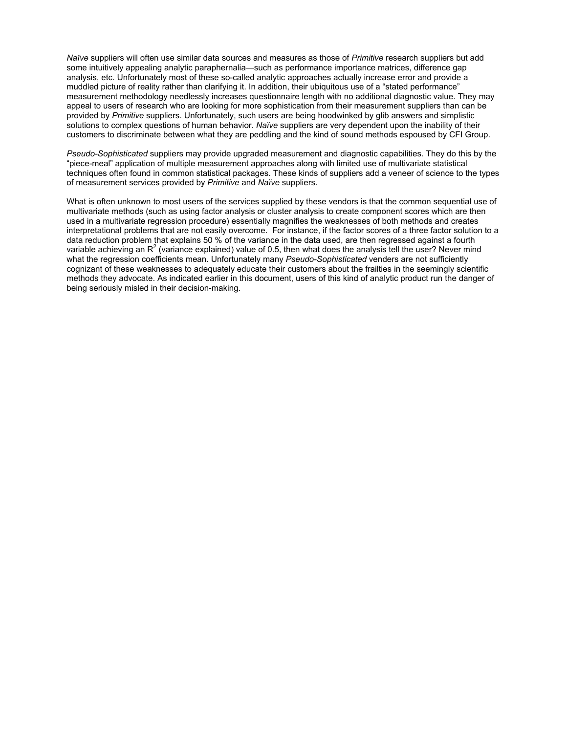*Naïve* suppliers will often use similar data sources and measures as those of *Primitive* research suppliers but add some intuitively appealing analytic paraphernalia—such as performance importance matrices, difference gap analysis, etc. Unfortunately most of these so-called analytic approaches actually increase error and provide a muddled picture of reality rather than clarifying it. In addition, their ubiquitous use of a "stated performance" measurement methodology needlessly increases questionnaire length with no additional diagnostic value. They may appeal to users of research who are looking for more sophistication from their measurement suppliers than can be provided by *Primitive* suppliers. Unfortunately, such users are being hoodwinked by glib answers and simplistic solutions to complex questions of human behavior. *Naïve* suppliers are very dependent upon the inability of their customers to discriminate between what they are peddling and the kind of sound methods espoused by CFI Group.

*Pseudo-Sophisticated* suppliers may provide upgraded measurement and diagnostic capabilities. They do this by the "piece-meal" application of multiple measurement approaches along with limited use of multivariate statistical techniques often found in common statistical packages. These kinds of suppliers add a veneer of science to the types of measurement services provided by *Primitive* and *Naïve* suppliers.

What is often unknown to most users of the services supplied by these vendors is that the common sequential use of multivariate methods (such as using factor analysis or cluster analysis to create component scores which are then used in a multivariate regression procedure) essentially magnifies the weaknesses of both methods and creates interpretational problems that are not easily overcome. For instance, if the factor scores of a three factor solution to a data reduction problem that explains 50 % of the variance in the data used, are then regressed against a fourth variable achieving an $R^2$ (variance explained) value of 0.5, then what does the analysis tell the user? Never mind what the regression coefficients mean. Unfortunately many *Pseudo-Sophisticated* venders are not sufficiently cognizant of these weaknesses to adequately educate their customers about the frailties in the seemingly scientific methods they advocate. As indicated earlier in this document, users of this kind of analytic product run the danger of being seriously misled in their decision-making.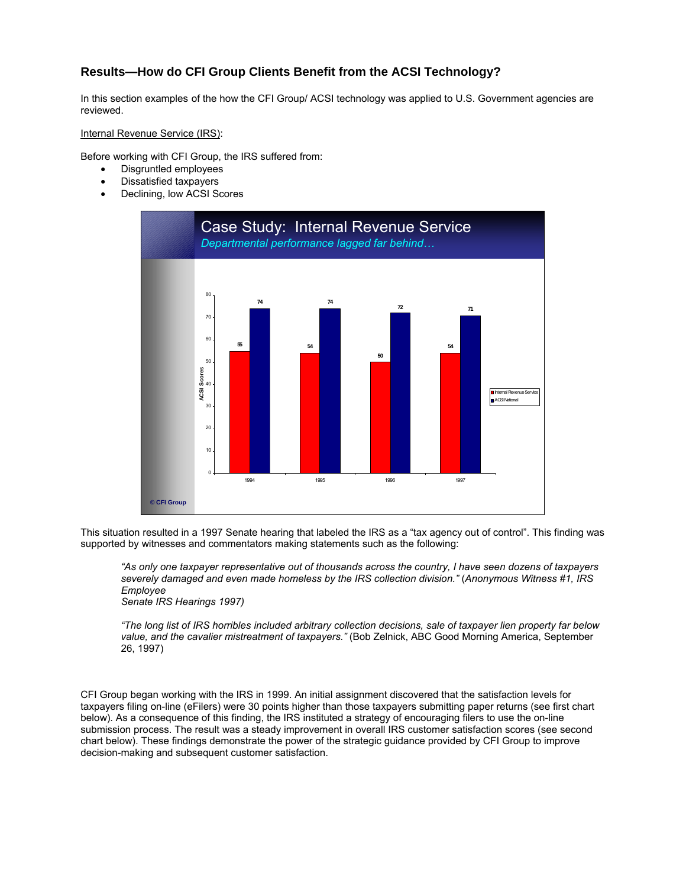## Results—How do CFI Group Clients Benefit from the ACSI Technology?

In this section examples of the how the CFI Group/ ACSI technology was applied to U.S. Government agencies are reviewed.

Internal Revenue Service (IRS):

Before working with CFI Group, the IRS suffered from:

- Disgruntled employees
- Dissatisfied taxpayers
- Declining, low ACSI Scores

**Case Study: Internal Revenue Service**

*Departmental performance lagged far behind…*

| Year | Internal Revenue Service | ACSI National |
|---|---|---|
| 1994 | 55 | 74 |
| 1995 | 54 | 74 |
| 1996 | 50 | 72 |
| 1997 | 54 | 71 |

© CFI Group

This situation resulted in a 1997 Senate hearing that labeled the IRS as a "tax agency out of control". This finding was supported by witnesses and commentators making statements such as the following:

> *"As only one taxpayer representative out of thousands across the country, I have seen dozens of taxpayers severely damaged and even made homeless by the IRS collection division."* (*Anonymous Witness #1, IRS Employee Senate IRS Hearings 1997)*

> *"The long list of IRS horribles included arbitrary collection decisions, sale of taxpayer lien property far below value, and the cavalier mistreatment of taxpayers."* (Bob Zelnick, ABC Good Morning America, September 26, 1997)

CFI Group began working with the IRS in 1999. An initial assignment discovered that the satisfaction levels for taxpayers filing on-line (eFilers) were 30 points higher than those taxpayers submitting paper returns (see first chart below). As a consequence of this finding, the IRS instituted a strategy of encouraging filers to use the on-line submission process. The result was a steady improvement in overall IRS customer satisfaction scores (see second chart below). These findings demonstrate the power of the strategic guidance provided by CFI Group to improve decision-making and subsequent customer satisfaction.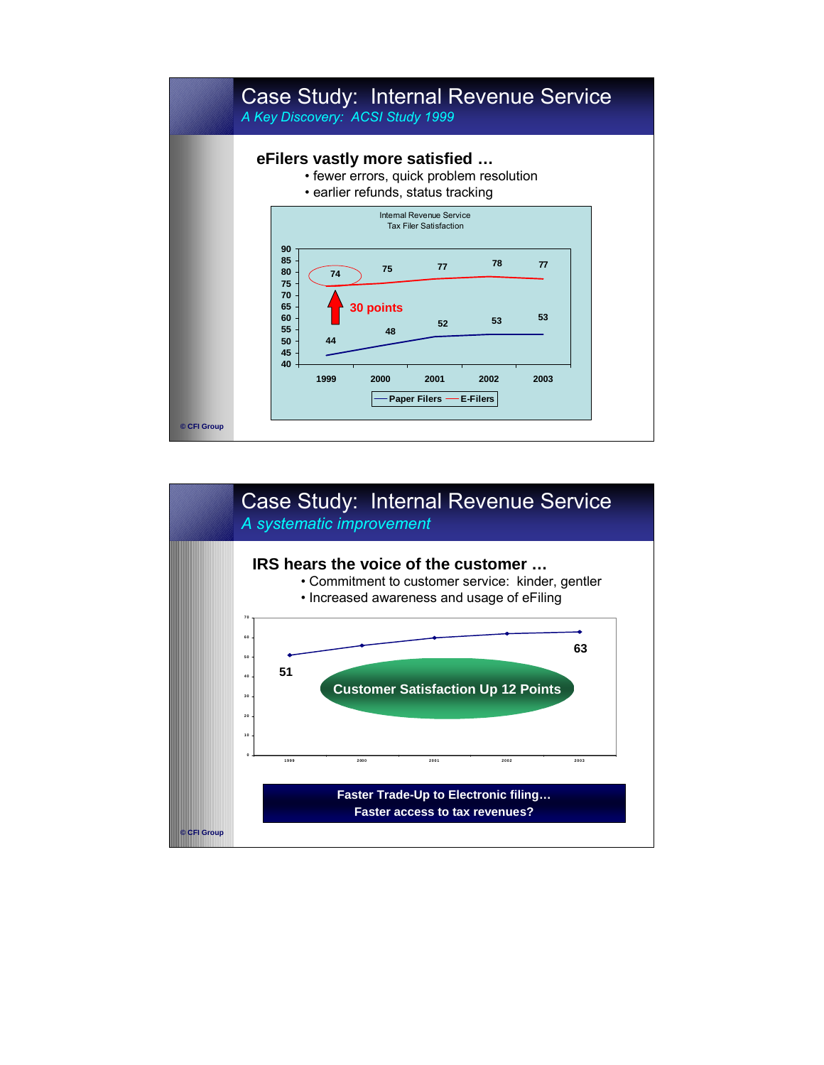# Case Study: Internal Revenue Service

*A Key Discovery: ACSI Study 1999*

**eFilers vastly more satisfied …**

- fewer errors, quick problem resolution
- earlier refunds, status tracking

Internal Revenue Service
Tax Filer Satisfaction

| | 1999 | 2000 | 2001 | 2002 | 2003 |
|---|---|---|---|---|---|
| Paper Filers | 44 | 48 | 52 | 53 | 53 |
| E-Filers | 74 | 75 | 77 | 78 | 77 |

30 points

© CFI Group

# Case Study: Internal Revenue Service

*A systematic improvement*

**IRS hears the voice of the customer …**

- Commitment to customer service: kinder, gentler
- Increased awareness and usage of eFiling

| 1999 | 2000 | 2001 | 2002 | 2003 |
|---|---|---|---|---|
| 51 | | | | 63 |

**Customer Satisfaction Up 12 Points**

**Faster Trade-Up to Electronic filing…**
**Faster access to tax revenues?**

© CFI Group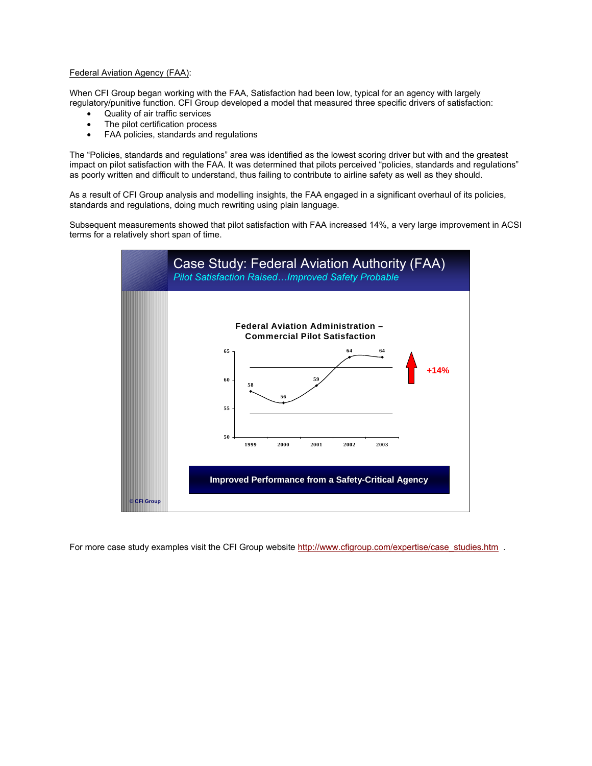Federal Aviation Agency (FAA):

When CFI Group began working with the FAA, Satisfaction had been low, typical for an agency with largely regulatory/punitive function. CFI Group developed a model that measured three specific drivers of satisfaction:

- Quality of air traffic services
- The pilot certification process
- FAA policies, standards and regulations

The "Policies, standards and regulations" area was identified as the lowest scoring driver but with and the greatest impact on pilot satisfaction with the FAA. It was determined that pilots perceived "policies, standards and regulations" as poorly written and difficult to understand, thus failing to contribute to airline safety as well as they should.

As a result of CFI Group analysis and modelling insights, the FAA engaged in a significant overhaul of its policies, standards and regulations, doing much rewriting using plain language.

Subsequent measurements showed that pilot satisfaction with FAA increased 14%, a very large improvement in ACSI terms for a relatively short span of time.

**Case Study: Federal Aviation Authority (FAA)**

*Pilot Satisfaction Raised…Improved Safety Probable*

**Federal Aviation Administration – Commercial Pilot Satisfaction**

| 1999 | 2000 | 2001 | 2002 | 2003 |
|---|---|---|---|---|
| 58 | 56 | 59 | 64 | 64 |

+14%

**Improved Performance from a Safety-Critical Agency**

© CFI Group

For more case study examples visit the CFI Group website http://www.cfigroup.com/expertise/case_studies.htm .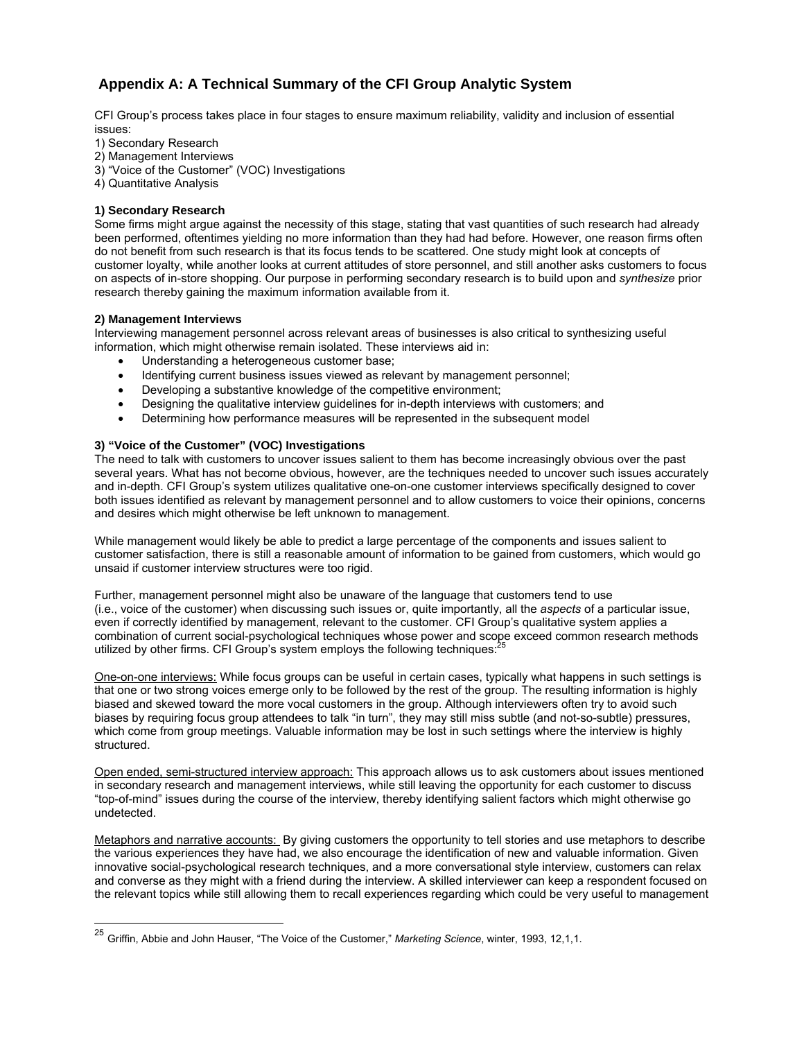## Appendix A: A Technical Summary of the CFI Group Analytic System

CFI Group's process takes place in four stages to ensure maximum reliability, validity and inclusion of essential issues:

1) Secondary Research
2) Management Interviews
3) "Voice of the Customer" (VOC) Investigations
4) Quantitative Analysis

**1) Secondary Research**
Some firms might argue against the necessity of this stage, stating that vast quantities of such research had already been performed, oftentimes yielding no more information than they had had before. However, one reason firms often do not benefit from such research is that its focus tends to be scattered. One study might look at concepts of customer loyalty, while another looks at current attitudes of store personnel, and still another asks customers to focus on aspects of in-store shopping. Our purpose in performing secondary research is to build upon and *synthesize* prior research thereby gaining the maximum information available from it.

**2) Management Interviews**
Interviewing management personnel across relevant areas of businesses is also critical to synthesizing useful information, which might otherwise remain isolated. These interviews aid in:

- Understanding a heterogeneous customer base;
- Identifying current business issues viewed as relevant by management personnel;
- Developing a substantive knowledge of the competitive environment;
- Designing the qualitative interview guidelines for in-depth interviews with customers; and
- Determining how performance measures will be represented in the subsequent model

**3) "Voice of the Customer" (VOC) Investigations**
The need to talk with customers to uncover issues salient to them has become increasingly obvious over the past several years. What has not become obvious, however, are the techniques needed to uncover such issues accurately and in-depth. CFI Group's system utilizes qualitative one-on-one customer interviews specifically designed to cover both issues identified as relevant by management personnel and to allow customers to voice their opinions, concerns and desires which might otherwise be left unknown to management.

While management would likely be able to predict a large percentage of the components and issues salient to customer satisfaction, there is still a reasonable amount of information to be gained from customers, which would go unsaid if customer interview structures were too rigid.

Further, management personnel might also be unaware of the language that customers tend to use (i.e., voice of the customer) when discussing such issues or, quite importantly, all the *aspects* of a particular issue, even if correctly identified by management, relevant to the customer. CFI Group's qualitative system applies a combination of current social-psychological techniques whose power and scope exceed common research methods utilized by other firms. CFI Group's system employs the following techniques:[25]

One-on-one interviews: While focus groups can be useful in certain cases, typically what happens in such settings is that one or two strong voices emerge only to be followed by the rest of the group. The resulting information is highly biased and skewed toward the more vocal customers in the group. Although interviewers often try to avoid such biases by requiring focus group attendees to talk "in turn", they may still miss subtle (and not-so-subtle) pressures, which come from group meetings. Valuable information may be lost in such settings where the interview is highly structured.

Open ended, semi-structured interview approach: This approach allows us to ask customers about issues mentioned in secondary research and management interviews, while still leaving the opportunity for each customer to discuss "top-of-mind" issues during the course of the interview, thereby identifying salient factors which might otherwise go undetected.

Metaphors and narrative accounts: By giving customers the opportunity to tell stories and use metaphors to describe the various experiences they have had, we also encourage the identification of new and valuable information. Given innovative social-psychological research techniques, and a more conversational style interview, customers can relax and converse as they might with a friend during the interview. A skilled interviewer can keep a respondent focused on the relevant topics while still allowing them to recall experiences regarding which could be very useful to management

---

[25] Griffin, Abbie and John Hauser, "The Voice of the Customer," *Marketing Science*, winter, 1993, 12,1,1.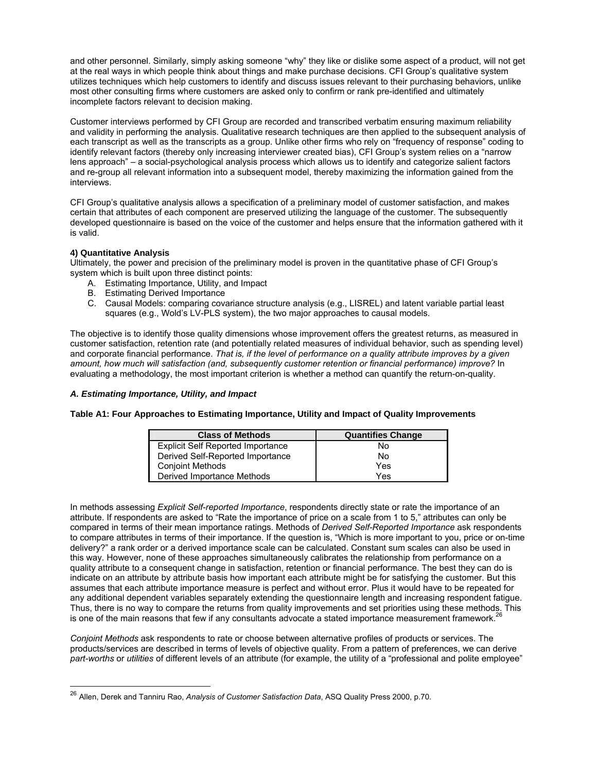and other personnel. Similarly, simply asking someone "why" they like or dislike some aspect of a product, will not get at the real ways in which people think about things and make purchase decisions. CFI Group's qualitative system utilizes techniques which help customers to identify and discuss issues relevant to their purchasing behaviors, unlike most other consulting firms where customers are asked only to confirm or rank pre-identified and ultimately incomplete factors relevant to decision making.

Customer interviews performed by CFI Group are recorded and transcribed verbatim ensuring maximum reliability and validity in performing the analysis. Qualitative research techniques are then applied to the subsequent analysis of each transcript as well as the transcripts as a group. Unlike other firms who rely on "frequency of response" coding to identify relevant factors (thereby only increasing interviewer created bias), CFI Group's system relies on a "narrow lens approach" – a social-psychological analysis process which allows us to identify and categorize salient factors and re-group all relevant information into a subsequent model, thereby maximizing the information gained from the interviews.

CFI Group's qualitative analysis allows a specification of a preliminary model of customer satisfaction, and makes certain that attributes of each component are preserved utilizing the language of the customer. The subsequently developed questionnaire is based on the voice of the customer and helps ensure that the information gathered with it is valid.

**4) Quantitative Analysis**

Ultimately, the power and precision of the preliminary model is proven in the quantitative phase of CFI Group's system which is built upon three distinct points:

A. Estimating Importance, Utility, and Impact
B. Estimating Derived Importance
C. Causal Models: comparing covariance structure analysis (e.g., LISREL) and latent variable partial least squares (e.g., Wold's LV-PLS system), the two major approaches to causal models.

The objective is to identify those quality dimensions whose improvement offers the greatest returns, as measured in customer satisfaction, retention rate (and potentially related measures of individual behavior, such as spending level) and corporate financial performance. *That is, if the level of performance on a quality attribute improves by a given amount, how much will satisfaction (and, subsequently customer retention or financial performance) improve?* In evaluating a methodology, the most important criterion is whether a method can quantify the return-on-quality.

***A. Estimating Importance, Utility, and Impact***

**Table A1: Four Approaches to Estimating Importance, Utility and Impact of Quality Improvements**

| Class of Methods | Quantifies Change |
|---|---|
| Explicit Self Reported Importance | No |
| Derived Self-Reported Importance | No |
| Conjoint Methods | Yes |
| Derived Importance Methods | Yes |

In methods assessing *Explicit Self-reported Importance*, respondents directly state or rate the importance of an attribute. If respondents are asked to "Rate the importance of price on a scale from 1 to 5," attributes can only be compared in terms of their mean importance ratings. Methods of *Derived Self-Reported Importance* ask respondents to compare attributes in terms of their importance. If the question is, "Which is more important to you, price or on-time delivery?" a rank order or a derived importance scale can be calculated. Constant sum scales can also be used in this way. However, none of these approaches simultaneously calibrates the relationship from performance on a quality attribute to a consequent change in satisfaction, retention or financial performance. The best they can do is indicate on an attribute by attribute basis how important each attribute might be for satisfying the customer. But this assumes that each attribute importance measure is perfect and without error. Plus it would have to be repeated for any additional dependent variables separately extending the questionnaire length and increasing respondent fatigue. Thus, there is no way to compare the returns from quality improvements and set priorities using these methods. This is one of the main reasons that few if any consultants advocate a stated importance measurement framework.[26]

*Conjoint Methods* ask respondents to rate or choose between alternative profiles of products or services. The products/services are described in terms of levels of objective quality. From a pattern of preferences, we can derive *part-worths* or *utilities* of different levels of an attribute (for example, the utility of a "professional and polite employee"

[26] Allen, Derek and Tanniru Rao, *Analysis of Customer Satisfaction Data*, ASQ Quality Press 2000, p.70.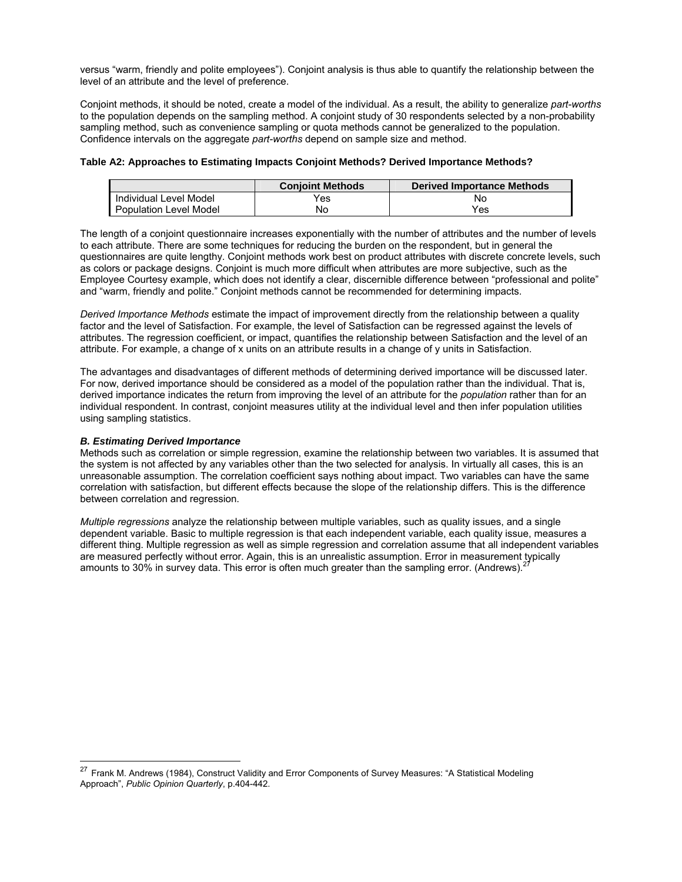versus "warm, friendly and polite employees"). Conjoint analysis is thus able to quantify the relationship between the level of an attribute and the level of preference.

Conjoint methods, it should be noted, create a model of the individual. As a result, the ability to generalize *part-worths* to the population depends on the sampling method. A conjoint study of 30 respondents selected by a non-probability sampling method, such as convenience sampling or quota methods cannot be generalized to the population. Confidence intervals on the aggregate *part-worths* depend on sample size and method.

**Table A2: Approaches to Estimating Impacts Conjoint Methods? Derived Importance Methods?**

| | Conjoint Methods | Derived Importance Methods |
|---|---|---|
| Individual Level Model | Yes | No |
| Population Level Model | No | Yes |

The length of a conjoint questionnaire increases exponentially with the number of attributes and the number of levels to each attribute. There are some techniques for reducing the burden on the respondent, but in general the questionnaires are quite lengthy. Conjoint methods work best on product attributes with discrete concrete levels, such as colors or package designs. Conjoint is much more difficult when attributes are more subjective, such as the Employee Courtesy example, which does not identify a clear, discernible difference between "professional and polite" and "warm, friendly and polite." Conjoint methods cannot be recommended for determining impacts.

*Derived Importance Methods* estimate the impact of improvement directly from the relationship between a quality factor and the level of Satisfaction. For example, the level of Satisfaction can be regressed against the levels of attributes. The regression coefficient, or impact, quantifies the relationship between Satisfaction and the level of an attribute. For example, a change of x units on an attribute results in a change of y units in Satisfaction.

The advantages and disadvantages of different methods of determining derived importance will be discussed later. For now, derived importance should be considered as a model of the population rather than the individual. That is, derived importance indicates the return from improving the level of an attribute for the *population* rather than for an individual respondent. In contrast, conjoint measures utility at the individual level and then infer population utilities using sampling statistics.

### *B. Estimating Derived Importance*

Methods such as correlation or simple regression, examine the relationship between two variables. It is assumed that the system is not affected by any variables other than the two selected for analysis. In virtually all cases, this is an unreasonable assumption. The correlation coefficient says nothing about impact. Two variables can have the same correlation with satisfaction, but different effects because the slope of the relationship differs. This is the difference between correlation and regression.

*Multiple regressions* analyze the relationship between multiple variables, such as quality issues, and a single dependent variable. Basic to multiple regression is that each independent variable, each quality issue, measures a different thing. Multiple regression as well as simple regression and correlation assume that all independent variables are measured perfectly without error. Again, this is an unrealistic assumption. Error in measurement typically amounts to 30% in survey data. This error is often much greater than the sampling error. (Andrews).[27]

---

[27] Frank M. Andrews (1984), Construct Validity and Error Components of Survey Measures: "A Statistical Modeling Approach", *Public Opinion Quarterly*, p.404-442.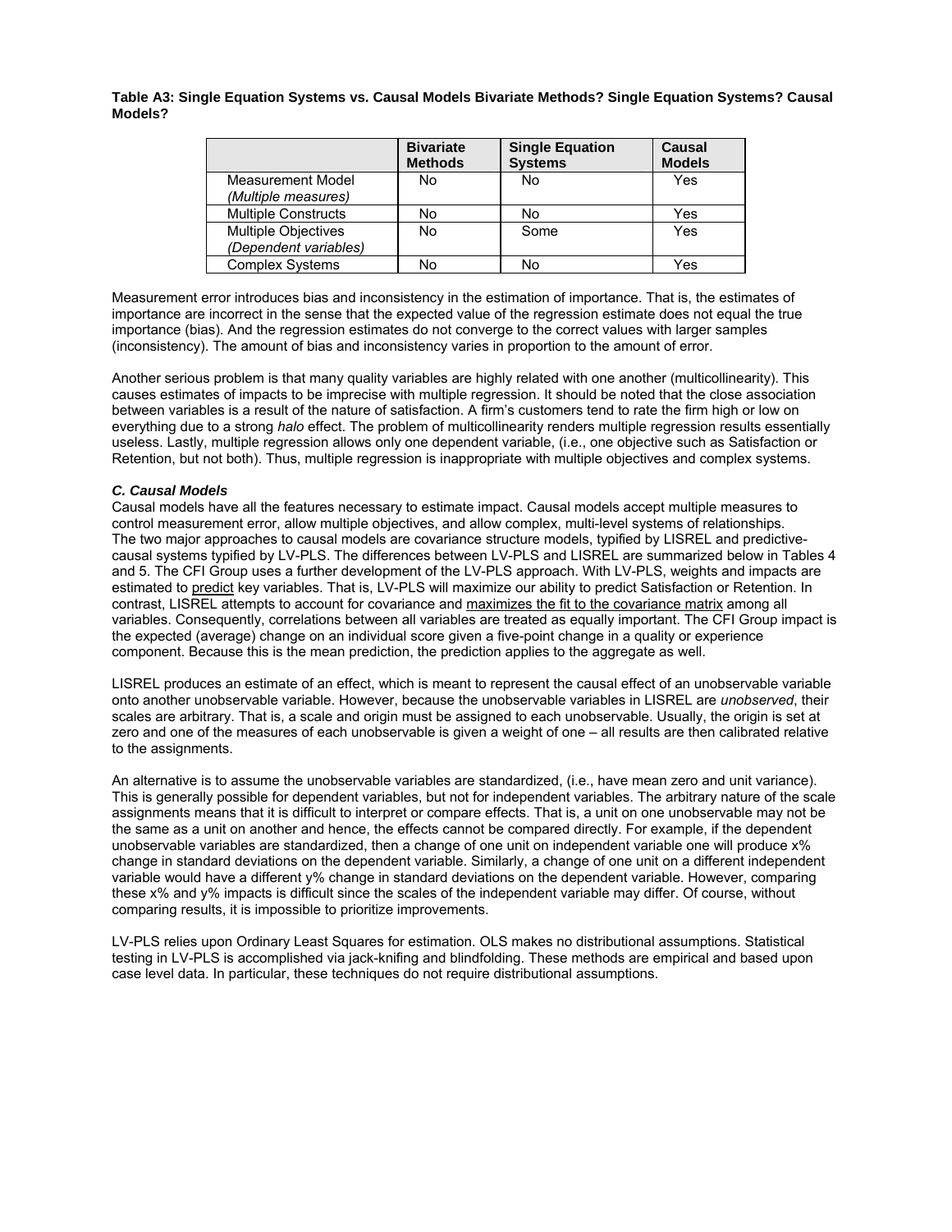**Table A3: Single Equation Systems vs. Causal Models Bivariate Methods? Single Equation Systems? Causal Models?**

| | Bivariate Methods | Single Equation Systems | Causal Models |
|---|---|---|---|
| Measurement Model *(Multiple measures)* | No | No | Yes |
| Multiple Constructs | No | No | Yes |
| Multiple Objectives *(Dependent variables)* | No | Some | Yes |
| Complex Systems | No | No | Yes |

Measurement error introduces bias and inconsistency in the estimation of importance. That is, the estimates of importance are incorrect in the sense that the expected value of the regression estimate does not equal the true importance (bias). And the regression estimates do not converge to the correct values with larger samples (inconsistency). The amount of bias and inconsistency varies in proportion to the amount of error.

Another serious problem is that many quality variables are highly related with one another (multicollinearity). This causes estimates of impacts to be imprecise with multiple regression. It should be noted that the close association between variables is a result of the nature of satisfaction. A firm's customers tend to rate the firm high or low on everything due to a strong *halo* effect. The problem of multicollinearity renders multiple regression results essentially useless. Lastly, multiple regression allows only one dependent variable, (i.e., one objective such as Satisfaction or Retention, but not both). Thus, multiple regression is inappropriate with multiple objectives and complex systems.

***C. Causal Models***

Causal models have all the features necessary to estimate impact. Causal models accept multiple measures to control measurement error, allow multiple objectives, and allow complex, multi-level systems of relationships. The two major approaches to causal models are covariance structure models, typified by LISREL and predictive-causal systems typified by LV-PLS. The differences between LV-PLS and LISREL are summarized below in Tables 4 and 5. The CFI Group uses a further development of the LV-PLS approach. With LV-PLS, weights and impacts are estimated to predict key variables. That is, LV-PLS will maximize our ability to predict Satisfaction or Retention. In contrast, LISREL attempts to account for covariance and maximizes the fit to the covariance matrix among all variables. Consequently, correlations between all variables are treated as equally important. The CFI Group impact is the expected (average) change on an individual score given a five-point change in a quality or experience component. Because this is the mean prediction, the prediction applies to the aggregate as well.

LISREL produces an estimate of an effect, which is meant to represent the causal effect of an unobservable variable onto another unobservable variable. However, because the unobservable variables in LISREL are *unobserved*, their scales are arbitrary. That is, a scale and origin must be assigned to each unobservable. Usually, the origin is set at zero and one of the measures of each unobservable is given a weight of one – all results are then calibrated relative to the assignments.

An alternative is to assume the unobservable variables are standardized, (i.e., have mean zero and unit variance). This is generally possible for dependent variables, but not for independent variables. The arbitrary nature of the scale assignments means that it is difficult to interpret or compare effects. That is, a unit on one unobservable may not be the same as a unit on another and hence, the effects cannot be compared directly. For example, if the dependent unobservable variables are standardized, then a change of one unit on independent variable one will produce x% change in standard deviations on the dependent variable. Similarly, a change of one unit on a different independent variable would have a different y% change in standard deviations on the dependent variable. However, comparing these x% and y% impacts is difficult since the scales of the independent variable may differ. Of course, without comparing results, it is impossible to prioritize improvements.

LV-PLS relies upon Ordinary Least Squares for estimation. OLS makes no distributional assumptions. Statistical testing in LV-PLS is accomplished via jack-knifing and blindfolding. These methods are empirical and based upon case level data. In particular, these techniques do not require distributional assumptions.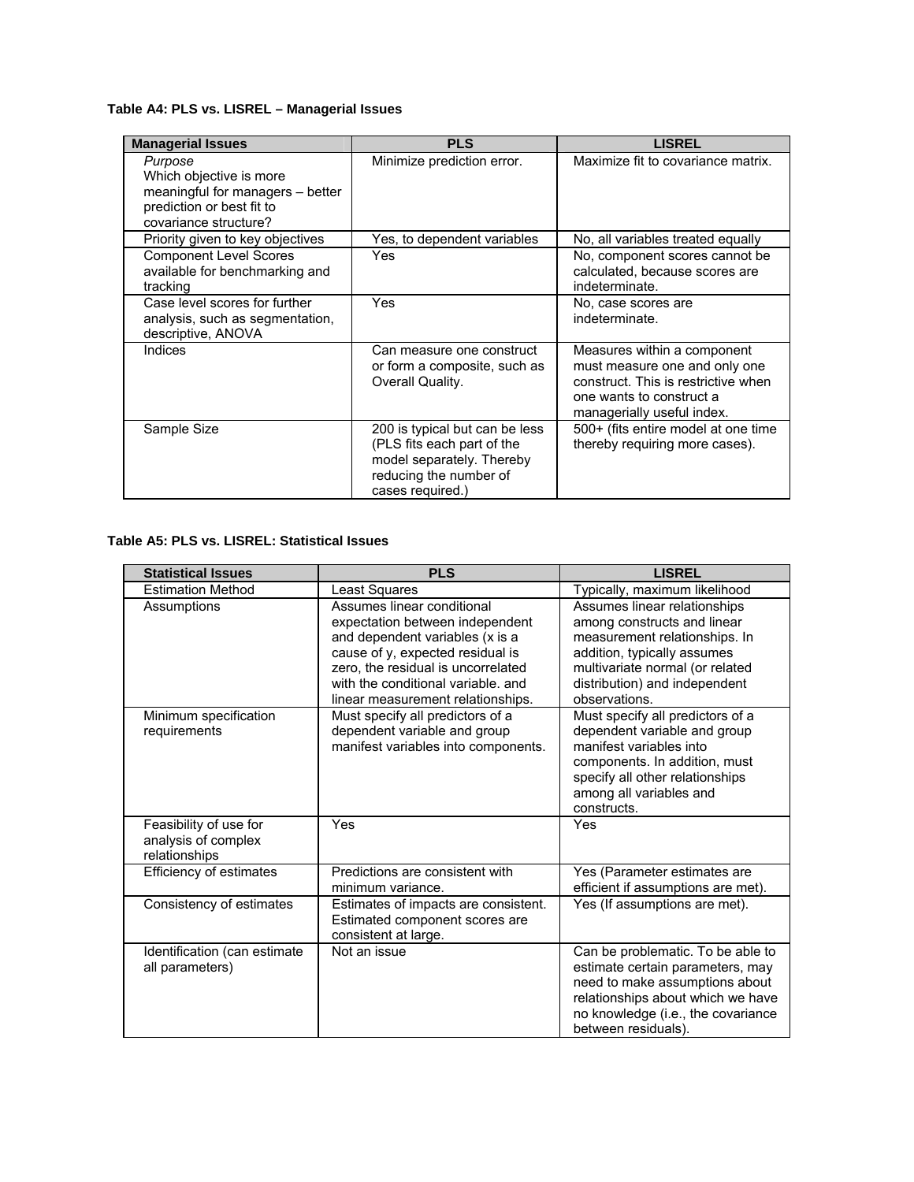**Table A4: PLS vs. LISREL – Managerial Issues**

| Managerial Issues | PLS | LISREL |
|---|---|---|
| *Purpose* Which objective is more meaningful for managers – better prediction or best fit to covariance structure? | Minimize prediction error. | Maximize fit to covariance matrix. |
| Priority given to key objectives | Yes, to dependent variables | No, all variables treated equally |
| Component Level Scores available for benchmarking and tracking | Yes | No, component scores cannot be calculated, because scores are indeterminate. |
| Case level scores for further analysis, such as segmentation, descriptive, ANOVA | Yes | No, case scores are indeterminate. |
| Indices | Can measure one construct or form a composite, such as Overall Quality. | Measures within a component must measure one and only one construct. This is restrictive when one wants to construct a managerially useful index. |
| Sample Size | 200 is typical but can be less (PLS fits each part of the model separately. Thereby reducing the number of cases required.) | 500+ (fits entire model at one time thereby requiring more cases). |

**Table A5: PLS vs. LISREL: Statistical Issues**

| Statistical Issues | PLS | LISREL |
|---|---|---|
| Estimation Method | Least Squares | Typically, maximum likelihood |
| Assumptions | Assumes linear conditional expectation between independent and dependent variables (x is a cause of y, expected residual is zero, the residual is uncorrelated with the conditional variable. and linear measurement relationships. | Assumes linear relationships among constructs and linear measurement relationships. In addition, typically assumes multivariate normal (or related distribution) and independent observations. |
| Minimum specification requirements | Must specify all predictors of a dependent variable and group manifest variables into components. | Must specify all predictors of a dependent variable and group manifest variables into components. In addition, must specify all other relationships among all variables and constructs. |
| Feasibility of use for analysis of complex relationships | Yes | Yes |
| Efficiency of estimates | Predictions are consistent with minimum variance. | Yes (Parameter estimates are efficient if assumptions are met). |
| Consistency of estimates | Estimates of impacts are consistent. Estimated component scores are consistent at large. | Yes (If assumptions are met). |
| Identification (can estimate all parameters) | Not an issue | Can be problematic. To be able to estimate certain parameters, may need to make assumptions about relationships about which we have no knowledge (i.e., the covariance between residuals). |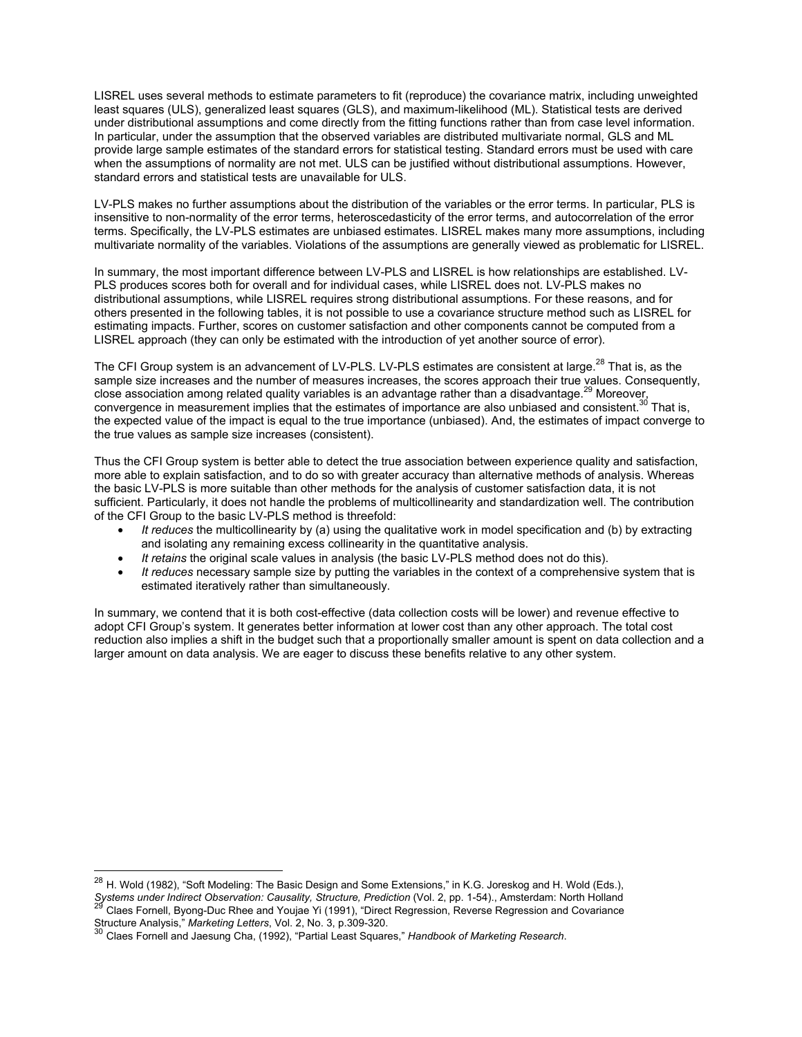LISREL uses several methods to estimate parameters to fit (reproduce) the covariance matrix, including unweighted least squares (ULS), generalized least squares (GLS), and maximum-likelihood (ML). Statistical tests are derived under distributional assumptions and come directly from the fitting functions rather than from case level information. In particular, under the assumption that the observed variables are distributed multivariate normal, GLS and ML provide large sample estimates of the standard errors for statistical testing. Standard errors must be used with care when the assumptions of normality are not met. ULS can be justified without distributional assumptions. However, standard errors and statistical tests are unavailable for ULS.

LV-PLS makes no further assumptions about the distribution of the variables or the error terms. In particular, PLS is insensitive to non-normality of the error terms, heteroscedasticity of the error terms, and autocorrelation of the error terms. Specifically, the LV-PLS estimates are unbiased estimates. LISREL makes many more assumptions, including multivariate normality of the variables. Violations of the assumptions are generally viewed as problematic for LISREL.

In summary, the most important difference between LV-PLS and LISREL is how relationships are established. LV-PLS produces scores both for overall and for individual cases, while LISREL does not. LV-PLS makes no distributional assumptions, while LISREL requires strong distributional assumptions. For these reasons, and for others presented in the following tables, it is not possible to use a covariance structure method such as LISREL for estimating impacts. Further, scores on customer satisfaction and other components cannot be computed from a LISREL approach (they can only be estimated with the introduction of yet another source of error).

The CFI Group system is an advancement of LV-PLS. LV-PLS estimates are consistent at large.[28] That is, as the sample size increases and the number of measures increases, the scores approach their true values. Consequently, close association among related quality variables is an advantage rather than a disadvantage.[29] Moreover, convergence in measurement implies that the estimates of importance are also unbiased and consistent.[30] That is, the expected value of the impact is equal to the true importance (unbiased). And, the estimates of impact converge to the true values as sample size increases (consistent).

Thus the CFI Group system is better able to detect the true association between experience quality and satisfaction, more able to explain satisfaction, and to do so with greater accuracy than alternative methods of analysis. Whereas the basic LV-PLS is more suitable than other methods for the analysis of customer satisfaction data, it is not sufficient. Particularly, it does not handle the problems of multicollinearity and standardization well. The contribution of the CFI Group to the basic LV-PLS method is threefold:

- *It reduces* the multicollinearity by (a) using the qualitative work in model specification and (b) by extracting and isolating any remaining excess collinearity in the quantitative analysis.
- *It retains* the original scale values in analysis (the basic LV-PLS method does not do this).
- *It reduces* necessary sample size by putting the variables in the context of a comprehensive system that is estimated iteratively rather than simultaneously.

In summary, we contend that it is both cost-effective (data collection costs will be lower) and revenue effective to adopt CFI Group's system. It generates better information at lower cost than any other approach. The total cost reduction also implies a shift in the budget such that a proportionally smaller amount is spent on data collection and a larger amount on data analysis. We are eager to discuss these benefits relative to any other system.

---

[28] H. Wold (1982), "Soft Modeling: The Basic Design and Some Extensions," in K.G. Joreskog and H. Wold (Eds.), *Systems under Indirect Observation: Causality, Structure, Prediction* (Vol. 2, pp. 1-54)., Amsterdam: North Holland

[29] Claes Fornell, Byong-Duc Rhee and Youjae Yi (1991), "Direct Regression, Reverse Regression and Covariance Structure Analysis," *Marketing Letters*, Vol. 2, No. 3, p.309-320.

[30] Claes Fornell and Jaesung Cha, (1992), "Partial Least Squares," *Handbook of Marketing Research*.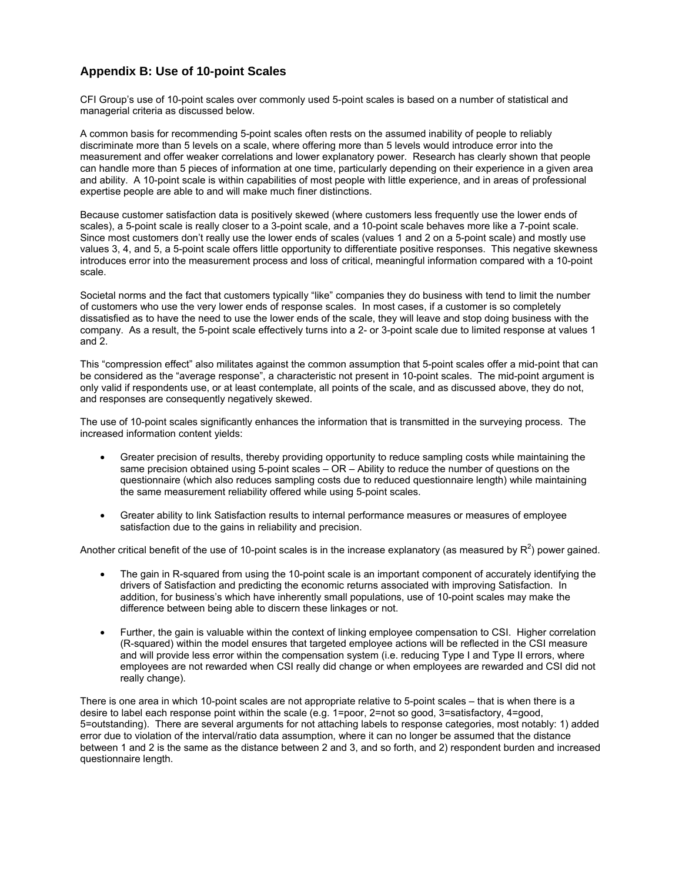## Appendix B: Use of 10-point Scales

CFI Group's use of 10-point scales over commonly used 5-point scales is based on a number of statistical and managerial criteria as discussed below.

A common basis for recommending 5-point scales often rests on the assumed inability of people to reliably discriminate more than 5 levels on a scale, where offering more than 5 levels would introduce error into the measurement and offer weaker correlations and lower explanatory power. Research has clearly shown that people can handle more than 5 pieces of information at one time, particularly depending on their experience in a given area and ability. A 10-point scale is within capabilities of most people with little experience, and in areas of professional expertise people are able to and will make much finer distinctions.

Because customer satisfaction data is positively skewed (where customers less frequently use the lower ends of scales), a 5-point scale is really closer to a 3-point scale, and a 10-point scale behaves more like a 7-point scale. Since most customers don't really use the lower ends of scales (values 1 and 2 on a 5-point scale) and mostly use values 3, 4, and 5, a 5-point scale offers little opportunity to differentiate positive responses. This negative skewness introduces error into the measurement process and loss of critical, meaningful information compared with a 10-point scale.

Societal norms and the fact that customers typically "like" companies they do business with tend to limit the number of customers who use the very lower ends of response scales. In most cases, if a customer is so completely dissatisfied as to have the need to use the lower ends of the scale, they will leave and stop doing business with the company. As a result, the 5-point scale effectively turns into a 2- or 3-point scale due to limited response at values 1 and 2.

This "compression effect" also militates against the common assumption that 5-point scales offer a mid-point that can be considered as the "average response", a characteristic not present in 10-point scales. The mid-point argument is only valid if respondents use, or at least contemplate, all points of the scale, and as discussed above, they do not, and responses are consequently negatively skewed.

The use of 10-point scales significantly enhances the information that is transmitted in the surveying process. The increased information content yields:

- Greater precision of results, thereby providing opportunity to reduce sampling costs while maintaining the same precision obtained using 5-point scales – OR – Ability to reduce the number of questions on the questionnaire (which also reduces sampling costs due to reduced questionnaire length) while maintaining the same measurement reliability offered while using 5-point scales.

- Greater ability to link Satisfaction results to internal performance measures or measures of employee satisfaction due to the gains in reliability and precision.

Another critical benefit of the use of 10-point scales is in the increase explanatory (as measured by $R^2$) power gained.

- The gain in R-squared from using the 10-point scale is an important component of accurately identifying the drivers of Satisfaction and predicting the economic returns associated with improving Satisfaction. In addition, for business's which have inherently small populations, use of 10-point scales may make the difference between being able to discern these linkages or not.

- Further, the gain is valuable within the context of linking employee compensation to CSI. Higher correlation (R-squared) within the model ensures that targeted employee actions will be reflected in the CSI measure and will provide less error within the compensation system (i.e. reducing Type I and Type II errors, where employees are not rewarded when CSI really did change or when employees are rewarded and CSI did not really change).

There is one area in which 10-point scales are not appropriate relative to 5-point scales – that is when there is a desire to label each response point within the scale (e.g. 1=poor, 2=not so good, 3=satisfactory, 4=good, 5=outstanding). There are several arguments for not attaching labels to response categories, most notably: 1) added error due to violation of the interval/ratio data assumption, where it can no longer be assumed that the distance between 1 and 2 is the same as the distance between 2 and 3, and so forth, and 2) respondent burden and increased questionnaire length.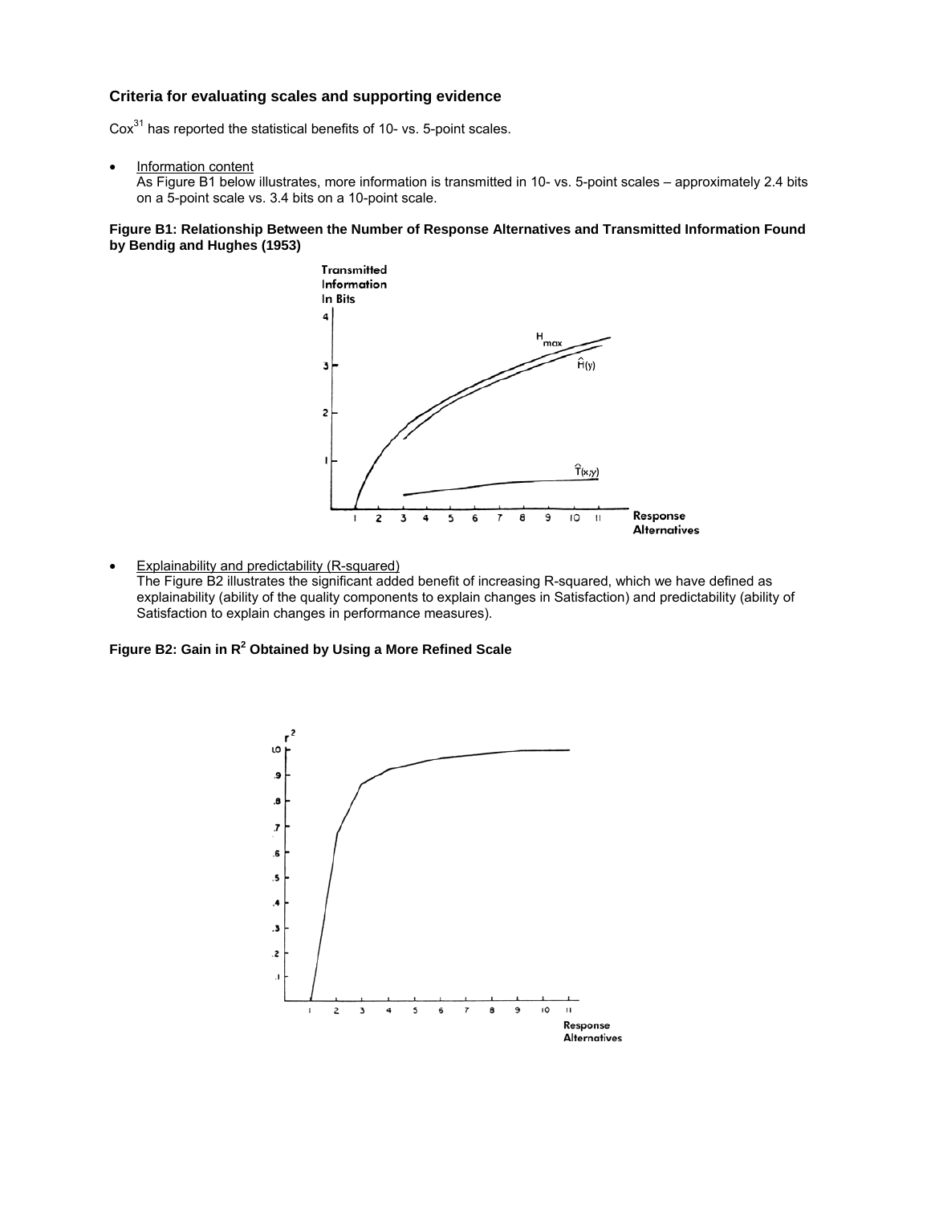### Criteria for evaluating scales and supporting evidence

Cox[31] has reported the statistical benefits of 10- vs. 5-point scales.

- Information content
  As Figure B1 below illustrates, more information is transmitted in 10- vs. 5-point scales – approximately 2.4 bits on a 5-point scale vs. 3.4 bits on a 10-point scale.

**Figure B1: Relationship Between the Number of Response Alternatives and Transmitted Information Found by Bendig and Hughes (1953)**

- Explainability and predictability (R-squared)
  The Figure B2 illustrates the significant added benefit of increasing R-squared, which we have defined as explainability (ability of the quality components to explain changes in Satisfaction) and predictability (ability of Satisfaction to explain changes in performance measures).

**Figure B2: Gain in $R^2$ Obtained by Using a More Refined Scale**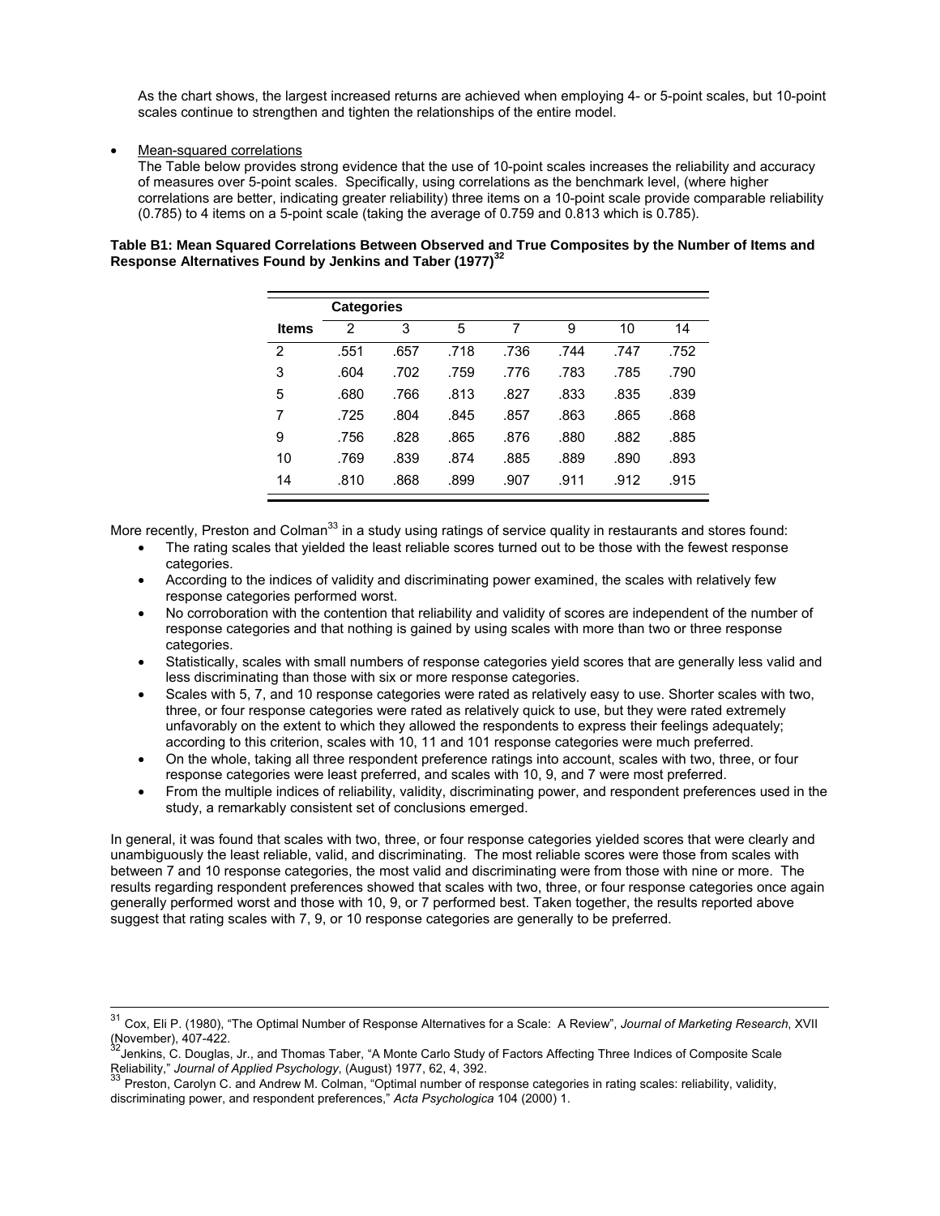As the chart shows, the largest increased returns are achieved when employing 4- or 5-point scales, but 10-point scales continue to strengthen and tighten the relationships of the entire model.

- Mean-squared correlations

  The Table below provides strong evidence that the use of 10-point scales increases the reliability and accuracy of measures over 5-point scales. Specifically, using correlations as the benchmark level, (where higher correlations are better, indicating greater reliability) three items on a 10-point scale provide comparable reliability (0.785) to 4 items on a 5-point scale (taking the average of 0.759 and 0.813 which is 0.785).

**Table B1: Mean Squared Correlations Between Observed and True Composites by the Number of Items and Response Alternatives Found by Jenkins and Taber (1977)[32]**

| | Categories | | | | | | |
|---|---|---|---|---|---|---|---|
| **Items** | 2 | 3 | 5 | 7 | 9 | 10 | 14 |
| 2 | .551 | .657 | .718 | .736 | .744 | .747 | .752 |
| 3 | .604 | .702 | .759 | .776 | .783 | .785 | .790 |
| 5 | .680 | .766 | .813 | .827 | .833 | .835 | .839 |
| 7 | .725 | .804 | .845 | .857 | .863 | .865 | .868 |
| 9 | .756 | .828 | .865 | .876 | .880 | .882 | .885 |
| 10 | .769 | .839 | .874 | .885 | .889 | .890 | .893 |
| 14 | .810 | .868 | .899 | .907 | .911 | .912 | .915 |

More recently, Preston and Colman[33] in a study using ratings of service quality in restaurants and stores found:

- The rating scales that yielded the least reliable scores turned out to be those with the fewest response categories.
- According to the indices of validity and discriminating power examined, the scales with relatively few response categories performed worst.
- No corroboration with the contention that reliability and validity of scores are independent of the number of response categories and that nothing is gained by using scales with more than two or three response categories.
- Statistically, scales with small numbers of response categories yield scores that are generally less valid and less discriminating than those with six or more response categories.
- Scales with 5, 7, and 10 response categories were rated as relatively easy to use. Shorter scales with two, three, or four response categories were rated as relatively quick to use, but they were rated extremely unfavorably on the extent to which they allowed the respondents to express their feelings adequately; according to this criterion, scales with 10, 11 and 101 response categories were much preferred.
- On the whole, taking all three respondent preference ratings into account, scales with two, three, or four response categories were least preferred, and scales with 10, 9, and 7 were most preferred.
- From the multiple indices of reliability, validity, discriminating power, and respondent preferences used in the study, a remarkably consistent set of conclusions emerged.

In general, it was found that scales with two, three, or four response categories yielded scores that were clearly and unambiguously the least reliable, valid, and discriminating. The most reliable scores were those from scales with between 7 and 10 response categories, the most valid and discriminating were from those with nine or more. The results regarding respondent preferences showed that scales with two, three, or four response categories once again generally performed worst and those with 10, 9, or 7 performed best. Taken together, the results reported above suggest that rating scales with 7, 9, or 10 response categories are generally to be preferred.

---

[31] Cox, Eli P. (1980), "The Optimal Number of Response Alternatives for a Scale: A Review", *Journal of Marketing Research*, XVII (November), 407-422.

[32] Jenkins, C. Douglas, Jr., and Thomas Taber, "A Monte Carlo Study of Factors Affecting Three Indices of Composite Scale Reliability," *Journal of Applied Psychology*, (August) 1977, 62, 4, 392.

[33] Preston, Carolyn C. and Andrew M. Colman, "Optimal number of response categories in rating scales: reliability, validity, discriminating power, and respondent preferences," *Acta Psychologica* 104 (2000) 1.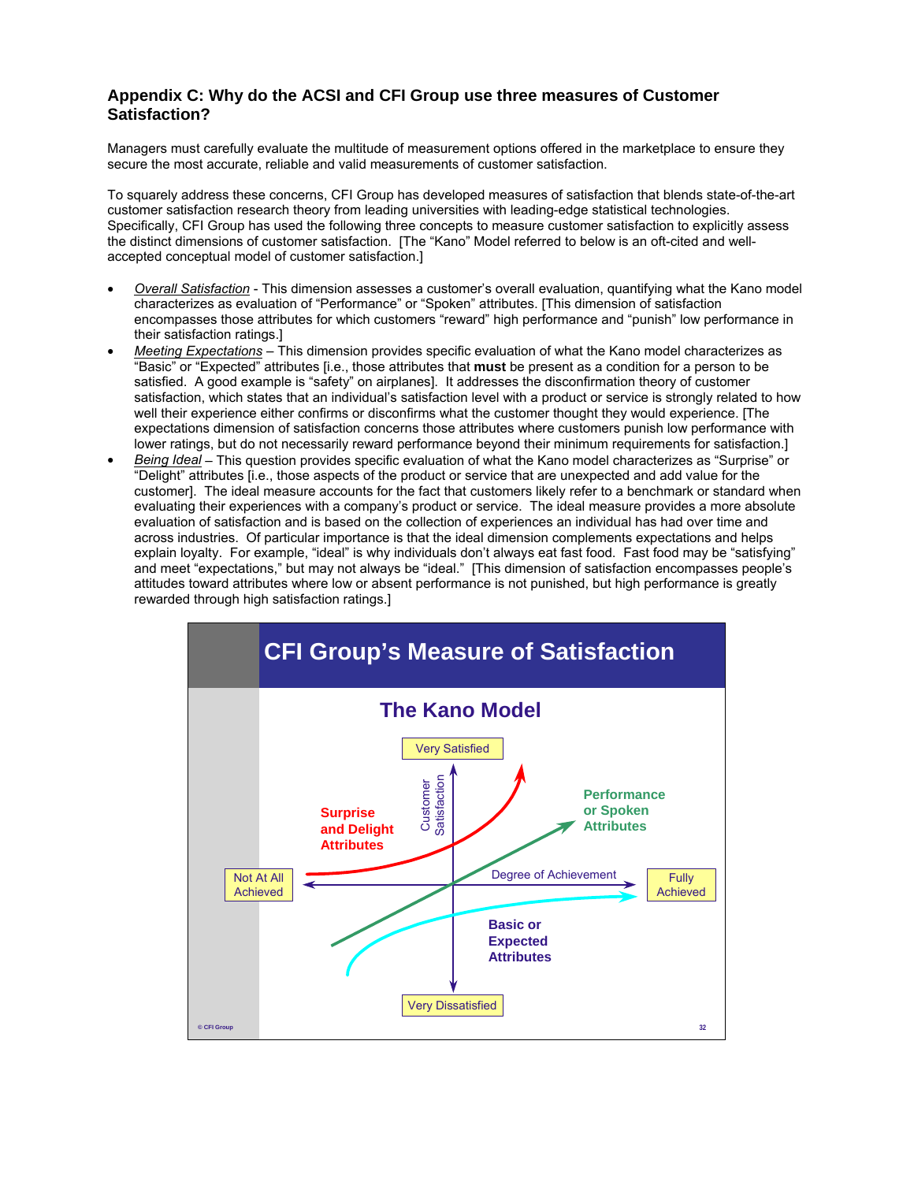## Appendix C: Why do the ACSI and CFI Group use three measures of Customer Satisfaction?

Managers must carefully evaluate the multitude of measurement options offered in the marketplace to ensure they secure the most accurate, reliable and valid measurements of customer satisfaction.

To squarely address these concerns, CFI Group has developed measures of satisfaction that blends state-of-the-art customer satisfaction research theory from leading universities with leading-edge statistical technologies. Specifically, CFI Group has used the following three concepts to measure customer satisfaction to explicitly assess the distinct dimensions of customer satisfaction. [The "Kano" Model referred to below is an oft-cited and well-accepted conceptual model of customer satisfaction.]

- *Overall Satisfaction* - This dimension assesses a customer's overall evaluation, quantifying what the Kano model characterizes as evaluation of "Performance" or "Spoken" attributes. [This dimension of satisfaction encompasses those attributes for which customers "reward" high performance and "punish" low performance in their satisfaction ratings.]
- *Meeting Expectations* – This dimension provides specific evaluation of what the Kano model characterizes as "Basic" or "Expected" attributes [i.e., those attributes that **must** be present as a condition for a person to be satisfied. A good example is "safety" on airplanes]. It addresses the disconfirmation theory of customer satisfaction, which states that an individual's satisfaction level with a product or service is strongly related to how well their experience either confirms or disconfirms what the customer thought they would experience. [The expectations dimension of satisfaction concerns those attributes where customers punish low performance with lower ratings, but do not necessarily reward performance beyond their minimum requirements for satisfaction.]
- *Being Ideal* – This question provides specific evaluation of what the Kano model characterizes as "Surprise" or "Delight" attributes [i.e., those aspects of the product or service that are unexpected and add value for the customer]. The ideal measure accounts for the fact that customers likely refer to a benchmark or standard when evaluating their experiences with a company's product or service. The ideal measure provides a more absolute evaluation of satisfaction and is based on the collection of experiences an individual has had over time and across industries. Of particular importance is that the ideal dimension complements expectations and helps explain loyalty. For example, "ideal" is why individuals don't always eat fast food. Fast food may be "satisfying" and meet "expectations," but may not always be "ideal." [This dimension of satisfaction encompasses people's attitudes toward attributes where low or absent performance is not punished, but high performance is greatly rewarded through high satisfaction ratings.]

**CFI Group's Measure of Satisfaction**

**The Kano Model**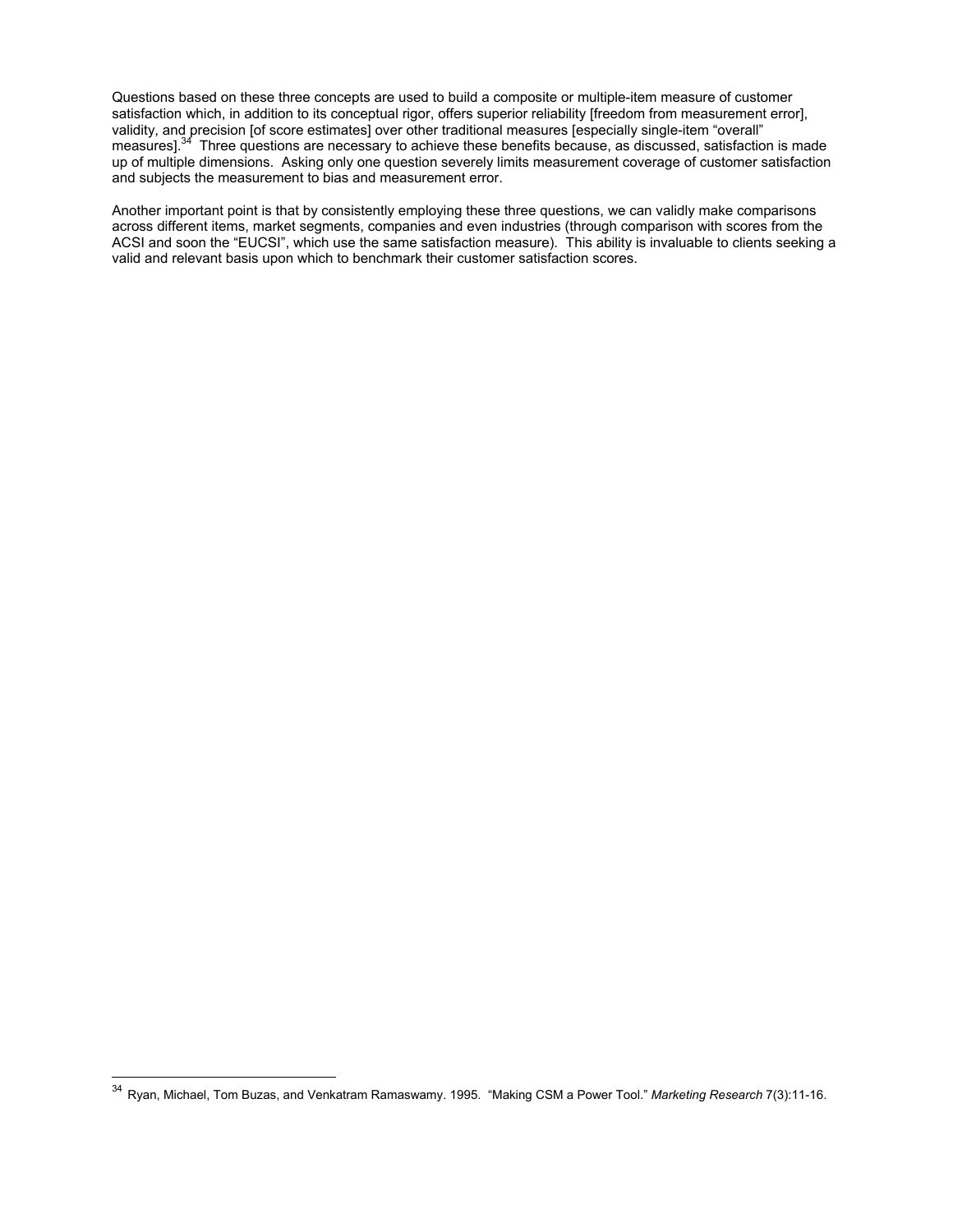Questions based on these three concepts are used to build a composite or multiple-item measure of customer satisfaction which, in addition to its conceptual rigor, offers superior reliability [freedom from measurement error], validity, and precision [of score estimates] over other traditional measures [especially single-item "overall" measures].[34] Three questions are necessary to achieve these benefits because, as discussed, satisfaction is made up of multiple dimensions. Asking only one question severely limits measurement coverage of customer satisfaction and subjects the measurement to bias and measurement error.

Another important point is that by consistently employing these three questions, we can validly make comparisons across different items, market segments, companies and even industries (through comparison with scores from the ACSI and soon the "EUCSI", which use the same satisfaction measure). This ability is invaluable to clients seeking a valid and relevant basis upon which to benchmark their customer satisfaction scores.

---

[34] Ryan, Michael, Tom Buzas, and Venkatram Ramaswamy. 1995. "Making CSM a Power Tool." *Marketing Research* 7(3):11-16.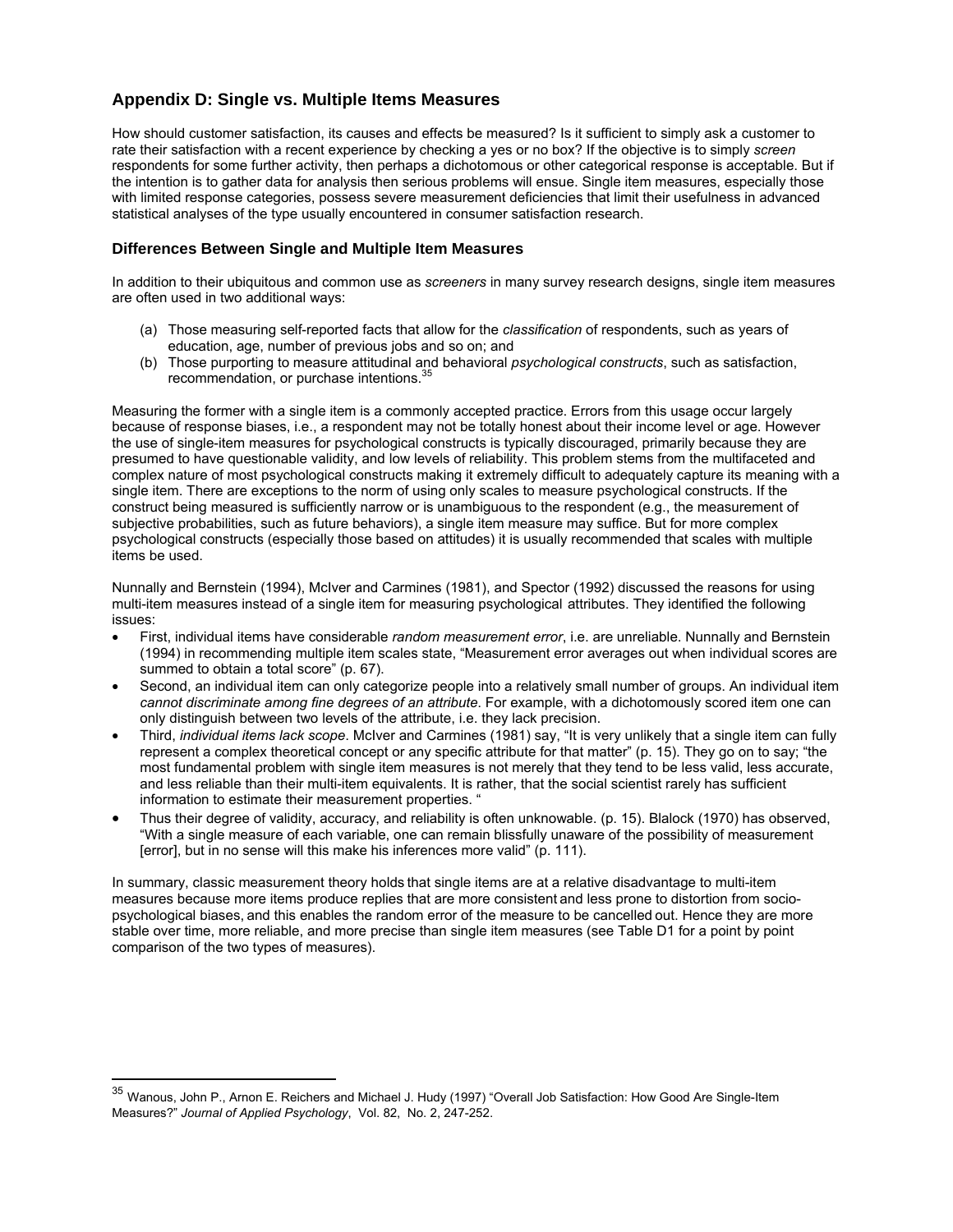## Appendix D: Single vs. Multiple Items Measures

How should customer satisfaction, its causes and effects be measured? Is it sufficient to simply ask a customer to rate their satisfaction with a recent experience by checking a yes or no box? If the objective is to simply *screen* respondents for some further activity, then perhaps a dichotomous or other categorical response is acceptable. But if the intention is to gather data for analysis then serious problems will ensue. Single item measures, especially those with limited response categories, possess severe measurement deficiencies that limit their usefulness in advanced statistical analyses of the type usually encountered in consumer satisfaction research.

### Differences Between Single and Multiple Item Measures

In addition to their ubiquitous and common use as *screeners* in many survey research designs, single item measures are often used in two additional ways:

(a) Those measuring self-reported facts that allow for the *classification* of respondents, such as years of education, age, number of previous jobs and so on; and
(b) Those purporting to measure attitudinal and behavioral *psychological constructs*, such as satisfaction, recommendation, or purchase intentions.[35]

Measuring the former with a single item is a commonly accepted practice. Errors from this usage occur largely because of response biases, i.e., a respondent may not be totally honest about their income level or age. However the use of single-item measures for psychological constructs is typically discouraged, primarily because they are presumed to have questionable validity, and low levels of reliability. This problem stems from the multifaceted and complex nature of most psychological constructs making it extremely difficult to adequately capture its meaning with a single item. There are exceptions to the norm of using only scales to measure psychological constructs. If the construct being measured is sufficiently narrow or is unambiguous to the respondent (e.g., the measurement of subjective probabilities, such as future behaviors), a single item measure may suffice. But for more complex psychological constructs (especially those based on attitudes) it is usually recommended that scales with multiple items be used.

Nunnally and Bernstein (1994), McIver and Carmines (1981), and Spector (1992) discussed the reasons for using multi-item measures instead of a single item for measuring psychological attributes. They identified the following issues:

- First, individual items have considerable *random measurement error*, i.e. are unreliable. Nunnally and Bernstein (1994) in recommending multiple item scales state, "Measurement error averages out when individual scores are summed to obtain a total score" (p. 67).
- Second, an individual item can only categorize people into a relatively small number of groups. An individual item *cannot discriminate among fine degrees of an attribute*. For example, with a dichotomously scored item one can only distinguish between two levels of the attribute, i.e. they lack precision.
- Third, *individual items lack scope*. McIver and Carmines (1981) say, "It is very unlikely that a single item can fully represent a complex theoretical concept or any specific attribute for that matter" (p. 15). They go on to say; "the most fundamental problem with single item measures is not merely that they tend to be less valid, less accurate, and less reliable than their multi-item equivalents. It is rather, that the social scientist rarely has sufficient information to estimate their measurement properties. "
- Thus their degree of validity, accuracy, and reliability is often unknowable. (p. 15). Blalock (1970) has observed, "With a single measure of each variable, one can remain blissfully unaware of the possibility of measurement [error], but in no sense will this make his inferences more valid" (p. 111).

In summary, classic measurement theory holds that single items are at a relative disadvantage to multi-item measures because more items produce replies that are more consistent and less prone to distortion from socio-psychological biases, and this enables the random error of the measure to be cancelled out. Hence they are more stable over time, more reliable, and more precise than single item measures (see Table D1 for a point by point comparison of the two types of measures).

---

[35] Wanous, John P., Arnon E. Reichers and Michael J. Hudy (1997) "Overall Job Satisfaction: How Good Are Single-Item Measures?" *Journal of Applied Psychology*, Vol. 82, No. 2, 247-252.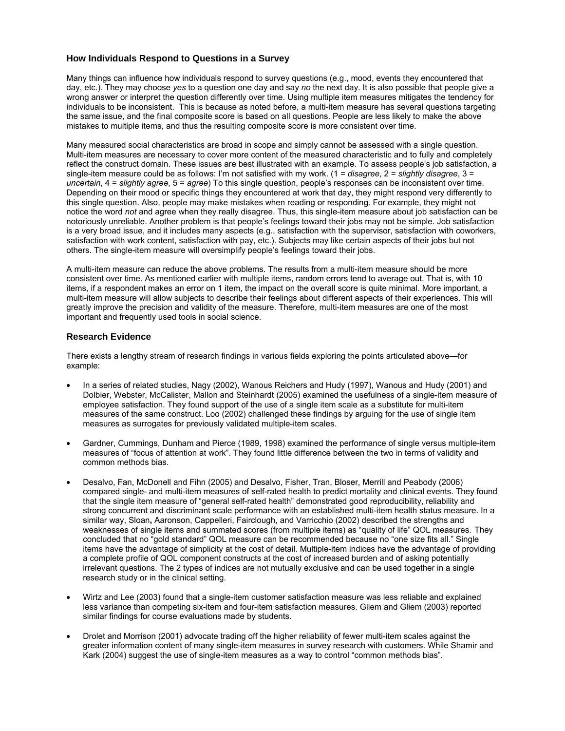### How Individuals Respond to Questions in a Survey

Many things can influence how individuals respond to survey questions (e.g., mood, events they encountered that day, etc.). They may choose *yes* to a question one day and say *no* the next day. It is also possible that people give a wrong answer or interpret the question differently over time. Using multiple item measures mitigates the tendency for individuals to be inconsistent. This is because as noted before, a multi-item measure has several questions targeting the same issue, and the final composite score is based on all questions. People are less likely to make the above mistakes to multiple items, and thus the resulting composite score is more consistent over time.

Many measured social characteristics are broad in scope and simply cannot be assessed with a single question. Multi-item measures are necessary to cover more content of the measured characteristic and to fully and completely reflect the construct domain. These issues are best illustrated with an example. To assess people's job satisfaction, a single-item measure could be as follows: I'm not satisfied with my work. (1 = *disagree*, 2 = *slightly disagree*, 3 = *uncertain*, 4 = *slightly agree*, 5 = *agree*) To this single question, people's responses can be inconsistent over time. Depending on their mood or specific things they encountered at work that day, they might respond very differently to this single question. Also, people may make mistakes when reading or responding. For example, they might not notice the word *not* and agree when they really disagree. Thus, this single-item measure about job satisfaction can be notoriously unreliable. Another problem is that people's feelings toward their jobs may not be simple. Job satisfaction is a very broad issue, and it includes many aspects (e.g., satisfaction with the supervisor, satisfaction with coworkers, satisfaction with work content, satisfaction with pay, etc.). Subjects may like certain aspects of their jobs but not others. The single-item measure will oversimplify people's feelings toward their jobs.

A multi-item measure can reduce the above problems. The results from a multi-item measure should be more consistent over time. As mentioned earlier with multiple items, random errors tend to average out. That is, with 10 items, if a respondent makes an error on 1 item, the impact on the overall score is quite minimal. More important, a multi-item measure will allow subjects to describe their feelings about different aspects of their experiences. This will greatly improve the precision and validity of the measure. Therefore, multi-item measures are one of the most important and frequently used tools in social science.

### Research Evidence

There exists a lengthy stream of research findings in various fields exploring the points articulated above—for example:

- In a series of related studies, Nagy (2002), Wanous Reichers and Hudy (1997), Wanous and Hudy (2001) and Dolbier, Webster, McCalister, Mallon and Steinhardt (2005) examined the usefulness of a single-item measure of employee satisfaction. They found support of the use of a single item scale as a substitute for multi-item measures of the same construct. Loo (2002) challenged these findings by arguing for the use of single item measures as surrogates for previously validated multiple-item scales.

- Gardner, Cummings, Dunham and Pierce (1989, 1998) examined the performance of single versus multiple-item measures of "focus of attention at work". They found little difference between the two in terms of validity and common methods bias.

- Desalvo, Fan, McDonell and Fihn (2005) and Desalvo, Fisher, Tran, Bloser, Merrill and Peabody (2006) compared single- and multi-item measures of self-rated health to predict mortality and clinical events. They found that the single item measure of "general self-rated health" demonstrated good reproducibility, reliability and strong concurrent and discriminant scale performance with an established multi-item health status measure. In a similar way, Sloan**,** Aaronson, Cappelleri, Fairclough, and Varricchio (2002) described the strengths and weaknesses of single items and summated scores (from multiple items) as "quality of life" QOL measures. They concluded that no "gold standard" QOL measure can be recommended because no "one size fits all." Single items have the advantage of simplicity at the cost of detail. Multiple-item indices have the advantage of providing a complete profile of QOL component constructs at the cost of increased burden and of asking potentially irrelevant questions. The 2 types of indices are not mutually exclusive and can be used together in a single research study or in the clinical setting.

- Wirtz and Lee (2003) found that a single-item customer satisfaction measure was less reliable and explained less variance than competing six-item and four-item satisfaction measures. Gliem and Gliem (2003) reported similar findings for course evaluations made by students.

- Drolet and Morrison (2001) advocate trading off the higher reliability of fewer multi-item scales against the greater information content of many single-item measures in survey research with customers. While Shamir and Kark (2004) suggest the use of single-item measures as a way to control "common methods bias".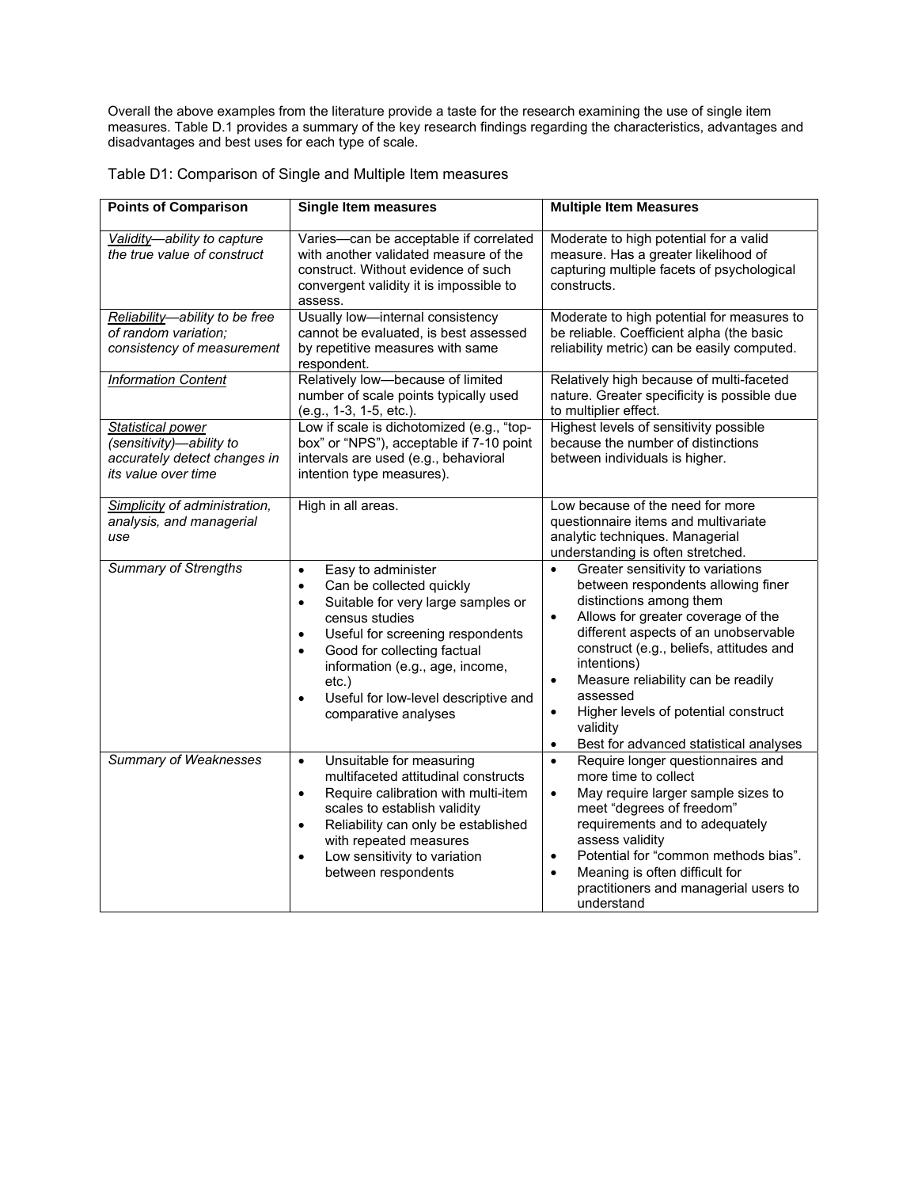Overall the above examples from the literature provide a taste for the research examining the use of single item measures. Table D.1 provides a summary of the key research findings regarding the characteristics, advantages and disadvantages and best uses for each type of scale.

Table D1: Comparison of Single and Multiple Item measures

| **Points of Comparison** | **Single Item measures** | **Multiple Item Measures** |
|---|---|---|
| *Validity—ability to capture the true value of construct* | Varies—can be acceptable if correlated with another validated measure of the construct. Without evidence of such convergent validity it is impossible to assess. | Moderate to high potential for a valid measure. Has a greater likelihood of capturing multiple facets of psychological constructs. |
| *Reliability—ability to be free of random variation; consistency of measurement* | Usually low—internal consistency cannot be evaluated, is best assessed by repetitive measures with same respondent. | Moderate to high potential for measures to be reliable. Coefficient alpha (the basic reliability metric) can be easily computed. |
| *Information Content* | Relatively low—because of limited number of scale points typically used (e.g., 1-3, 1-5, etc.). | Relatively high because of multi-faceted nature. Greater specificity is possible due to multiplier effect. |
| *Statistical power (sensitivity)—ability to accurately detect changes in its value over time* | Low if scale is dichotomized (e.g., "top-box" or "NPS"), acceptable if 7-10 point intervals are used (e.g., behavioral intention type measures). | Highest levels of sensitivity possible because the number of distinctions between individuals is higher. |
| *Simplicity of administration, analysis, and managerial use* | High in all areas. | Low because of the need for more questionnaire items and multivariate analytic techniques. Managerial understanding is often stretched. |
| *Summary of Strengths* | • Easy to administer<br>• Can be collected quickly<br>• Suitable for very large samples or census studies<br>• Useful for screening respondents<br>• Good for collecting factual information (e.g., age, income, etc.)<br>• Useful for low-level descriptive and comparative analyses | • Greater sensitivity to variations between respondents allowing finer distinctions among them<br>• Allows for greater coverage of the different aspects of an unobservable construct (e.g., beliefs, attitudes and intentions)<br>• Measure reliability can be readily assessed<br>• Higher levels of potential construct validity<br>• Best for advanced statistical analyses |
| *Summary of Weaknesses* | • Unsuitable for measuring multifaceted attitudinal constructs<br>• Require calibration with multi-item scales to establish validity<br>• Reliability can only be established with repeated measures<br>• Low sensitivity to variation between respondents | • Require longer questionnaires and more time to collect<br>• May require larger sample sizes to meet "degrees of freedom" requirements and to adequately assess validity<br>• Potential for "common methods bias".<br>• Meaning is often difficult for practitioners and managerial users to understand |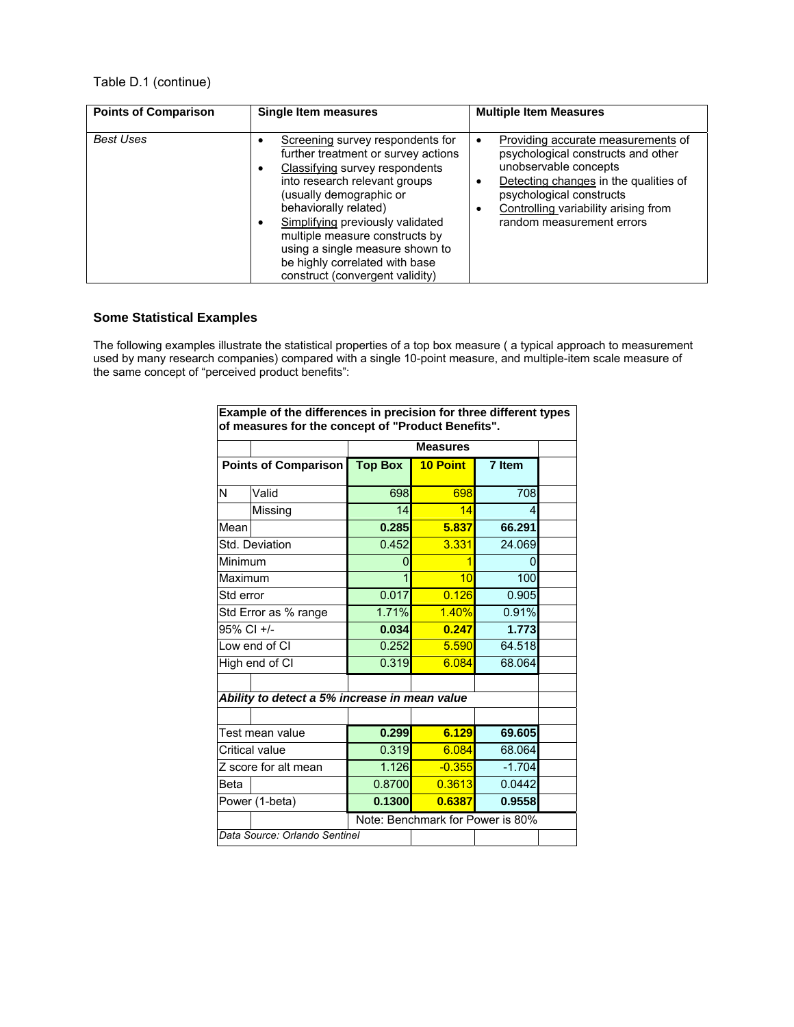Table D.1 (continue)

| Points of Comparison | Single Item measures | Multiple Item Measures |
|---|---|---|
| *Best Uses* | • Screening survey respondents for further treatment or survey actions<br>• Classifying survey respondents into research relevant groups (usually demographic or behaviorally related)<br>• Simplifying previously validated multiple measure constructs by using a single measure shown to be highly correlated with base construct (convergent validity) | • Providing accurate measurements of psychological constructs and other unobservable concepts<br>• Detecting changes in the qualities of psychological constructs<br>• Controlling variability arising from random measurement errors |

### Some Statistical Examples

The following examples illustrate the statistical properties of a top box measure ( a typical approach to measurement used by many research companies) compared with a single 10-point measure, and multiple-item scale measure of the same concept of "perceived product benefits":

**Example of the differences in precision for three different types of measures for the concept of "Product Benefits".**

| | | Measures | | |
|---|---|---|---|---|
| **Points of Comparison** | | **Top Box** | **10 Point** | **7 Item** |
| N | Valid | 698 | 698 | 708 |
| | Missing | 14 | 14 | 4 |
| Mean | | **0.285** | **5.837** | **66.291** |
| Std. Deviation | | 0.452 | 3.331 | 24.069 |
| Minimum | | 0 | 1 | 0 |
| Maximum | | 1 | 10 | 100 |
| Std error | | 0.017 | 0.126 | 0.905 |
| Std Error as % range | | 1.71% | 1.40% | 0.91% |
| 95% CI +/- | | **0.034** | **0.247** | **1.773** |
| Low end of CI | | 0.252 | 5.590 | 64.518 |
| High end of CI | | 0.319 | 6.084 | 68.064 |
| | | | | |
| ***Ability to detect a 5% increase in mean value*** | | | | |
| | | | | |
| Test mean value | | **0.299** | **6.129** | **69.605** |
| Critical value | | 0.319 | 6.084 | 68.064 |
| Z score for alt mean | | 1.126 | -0.355 | -1.704 |
| Beta | | 0.8700 | 0.3613 | 0.0442 |
| Power (1-beta) | | **0.1300** | **0.6387** | **0.9558** |
| | | Note: Benchmark for Power is 80% | | |

*Data Source: Orlando Sentinel*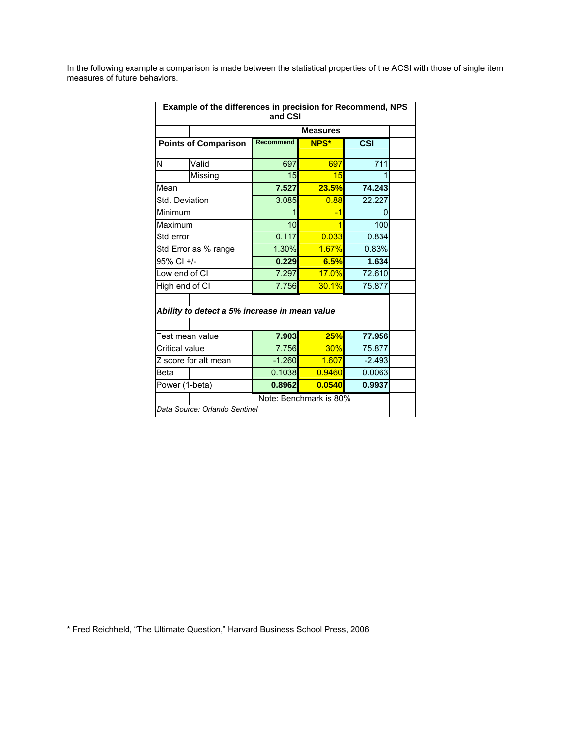In the following example a comparison is made between the statistical properties of the ACSI with those of single item measures of future behaviors.

**Example of the differences in precision for Recommend, NPS and CSI**

| Points of Comparison | | Recommend | NPS* | CSI |
|---|---|---|---|---|
| | | **Measures** | | |
| N | Valid | 697 | 697 | 711 |
| | Missing | 15 | 15 | 1 |
| Mean | | **7.527** | **23.5%** | **74.243** |
| Std. Deviation | | 3.085 | 0.88 | 22.227 |
| Minimum | | 1 | -1 | 0 |
| Maximum | | 10 | 1 | 100 |
| Std error | | 0.117 | 0.033 | 0.834 |
| Std Error as % range | | 1.30% | 1.67% | 0.83% |
| 95% CI +/- | | **0.229** | **6.5%** | **1.634** |
| Low end of CI | | 7.297 | 17.0% | 72.610 |
| High end of CI | | 7.756 | 30.1% | 75.877 |
| ***Ability to detect a 5% increase in mean value*** | | | | |
| Test mean value | | **7.903** | **25%** | **77.956** |
| Critical value | | 7.756 | 30% | 75.877 |
| Z score for alt mean | | -1.260 | 1.607 | -2.493 |
| Beta | | 0.1038 | 0.9460 | 0.0063 |
| Power (1-beta) | | **0.8962** | **0.0540** | **0.9937** |
| | | Note: Benchmark is 80% | | |
| *Data Source: Orlando Sentinel* | | | | |

\* Fred Reichheld, "The Ultimate Question," Harvard Business School Press, 2006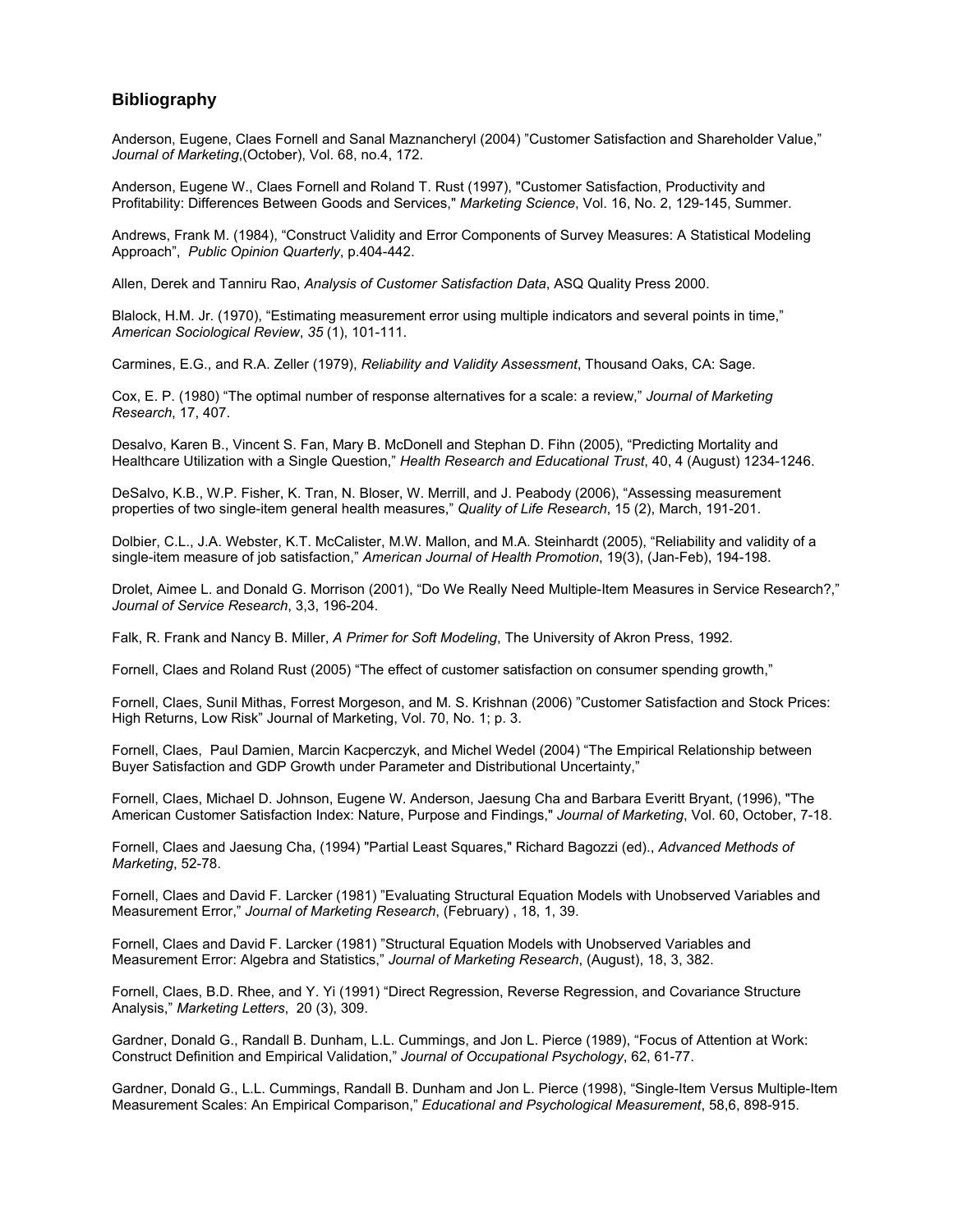## Bibliography

Anderson, Eugene, Claes Fornell and Sanal Maznancheryl (2004) "Customer Satisfaction and Shareholder Value," *Journal of Marketing*,(October), Vol. 68, no.4, 172.

Anderson, Eugene W., Claes Fornell and Roland T. Rust (1997), "Customer Satisfaction, Productivity and Profitability: Differences Between Goods and Services," *Marketing Science*, Vol. 16, No. 2, 129-145, Summer.

Andrews, Frank M. (1984), "Construct Validity and Error Components of Survey Measures: A Statistical Modeling Approach", *Public Opinion Quarterly*, p.404-442.

Allen, Derek and Tanniru Rao, *Analysis of Customer Satisfaction Data*, ASQ Quality Press 2000.

Blalock, H.M. Jr. (1970), "Estimating measurement error using multiple indicators and several points in time," *American Sociological Review*, *35* (1), 101-111.

Carmines, E.G., and R.A. Zeller (1979), *Reliability and Validity Assessment*, Thousand Oaks, CA: Sage.

Cox, E. P. (1980) "The optimal number of response alternatives for a scale: a review," *Journal of Marketing Research*, 17, 407.

Desalvo, Karen B., Vincent S. Fan, Mary B. McDonell and Stephan D. Fihn (2005), "Predicting Mortality and Healthcare Utilization with a Single Question," *Health Research and Educational Trust*, 40, 4 (August) 1234-1246.

DeSalvo, K.B., W.P. Fisher, K. Tran, N. Bloser, W. Merrill, and J. Peabody (2006), "Assessing measurement properties of two single-item general health measures," *Quality of Life Research*, 15 (2), March, 191-201.

Dolbier, C.L., J.A. Webster, K.T. McCalister, M.W. Mallon, and M.A. Steinhardt (2005), "Reliability and validity of a single-item measure of job satisfaction," *American Journal of Health Promotion*, 19(3), (Jan-Feb), 194-198.

Drolet, Aimee L. and Donald G. Morrison (2001), "Do We Really Need Multiple-Item Measures in Service Research?," *Journal of Service Research*, 3,3, 196-204.

Falk, R. Frank and Nancy B. Miller, *A Primer for Soft Modeling*, The University of Akron Press, 1992.

Fornell, Claes and Roland Rust (2005) "The effect of customer satisfaction on consumer spending growth,"

Fornell, Claes, Sunil Mithas, Forrest Morgeson, and M. S. Krishnan (2006) "Customer Satisfaction and Stock Prices: High Returns, Low Risk" Journal of Marketing, Vol. 70, No. 1; p. 3.

Fornell, Claes, Paul Damien, Marcin Kacperczyk, and Michel Wedel (2004) "The Empirical Relationship between Buyer Satisfaction and GDP Growth under Parameter and Distributional Uncertainty,"

Fornell, Claes, Michael D. Johnson, Eugene W. Anderson, Jaesung Cha and Barbara Everitt Bryant, (1996), "The American Customer Satisfaction Index: Nature, Purpose and Findings," *Journal of Marketing*, Vol. 60, October, 7-18.

Fornell, Claes and Jaesung Cha, (1994) "Partial Least Squares," Richard Bagozzi (ed)., *Advanced Methods of Marketing*, 52-78.

Fornell, Claes and David F. Larcker (1981) "Evaluating Structural Equation Models with Unobserved Variables and Measurement Error," *Journal of Marketing Research*, (February) , 18, 1, 39.

Fornell, Claes and David F. Larcker (1981) "Structural Equation Models with Unobserved Variables and Measurement Error: Algebra and Statistics," *Journal of Marketing Research*, (August), 18, 3, 382.

Fornell, Claes, B.D. Rhee, and Y. Yi (1991) "Direct Regression, Reverse Regression, and Covariance Structure Analysis," *Marketing Letters*, 20 (3), 309.

Gardner, Donald G., Randall B. Dunham, L.L. Cummings, and Jon L. Pierce (1989), "Focus of Attention at Work: Construct Definition and Empirical Validation," *Journal of Occupational Psychology*, 62, 61-77.

Gardner, Donald G., L.L. Cummings, Randall B. Dunham and Jon L. Pierce (1998), "Single-Item Versus Multiple-Item Measurement Scales: An Empirical Comparison," *Educational and Psychological Measurement*, 58,6, 898-915.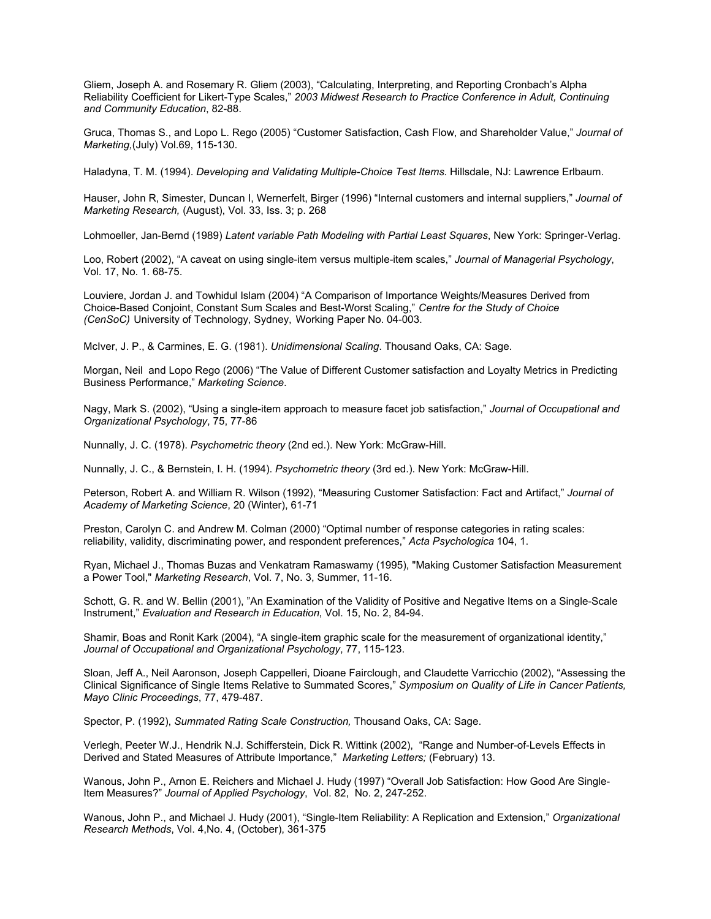Gliem, Joseph A. and Rosemary R. Gliem (2003), "Calculating, Interpreting, and Reporting Cronbach's Alpha Reliability Coefficient for Likert-Type Scales," *2003 Midwest Research to Practice Conference in Adult, Continuing and Community Education*, 82-88.

Gruca, Thomas S., and Lopo L. Rego (2005) "Customer Satisfaction, Cash Flow, and Shareholder Value," *Journal of Marketing,*(July) Vol.69, 115-130.

Haladyna, T. M. (1994). *Developing and Validating Multiple-Choice Test Items.* Hillsdale, NJ: Lawrence Erlbaum.

Hauser, John R, Simester, Duncan I, Wernerfelt, Birger (1996) "Internal customers and internal suppliers," *Journal of Marketing Research,* (August), Vol. 33, Iss. 3; p. 268

Lohmoeller, Jan-Bernd (1989) *Latent variable Path Modeling with Partial Least Squares*, New York: Springer-Verlag.

Loo, Robert (2002), "A caveat on using single-item versus multiple-item scales," *Journal of Managerial Psychology*, Vol. 17, No. 1. 68-75.

Louviere, Jordan J. and Towhidul Islam (2004) "A Comparison of Importance Weights/Measures Derived from Choice-Based Conjoint, Constant Sum Scales and Best-Worst Scaling," *Centre for the Study of Choice (CenSoC)* University of Technology, Sydney, Working Paper No. 04-003.

McIver, J. P., & Carmines, E. G. (1981). *Unidimensional Scaling*. Thousand Oaks, CA: Sage.

Morgan, Neil and Lopo Rego (2006) "The Value of Different Customer satisfaction and Loyalty Metrics in Predicting Business Performance," *Marketing Science*.

Nagy, Mark S. (2002), "Using a single-item approach to measure facet job satisfaction," *Journal of Occupational and Organizational Psychology*, 75, 77-86

Nunnally, J. C. (1978). *Psychometric theory* (2nd ed.). New York: McGraw-Hill.

Nunnally, J. C., & Bernstein, I. H. (1994). *Psychometric theory* (3rd ed.). New York: McGraw-Hill.

Peterson, Robert A. and William R. Wilson (1992), "Measuring Customer Satisfaction: Fact and Artifact," *Journal of Academy of Marketing Science*, 20 (Winter), 61-71

Preston, Carolyn C. and Andrew M. Colman (2000) "Optimal number of response categories in rating scales: reliability, validity, discriminating power, and respondent preferences," *Acta Psychologica* 104, 1.

Ryan, Michael J., Thomas Buzas and Venkatram Ramaswamy (1995), "Making Customer Satisfaction Measurement a Power Tool," *Marketing Research*, Vol. 7, No. 3, Summer, 11-16.

Schott, G. R. and W. Bellin (2001), "An Examination of the Validity of Positive and Negative Items on a Single-Scale Instrument," *Evaluation and Research in Education*, Vol. 15, No. 2, 84-94.

Shamir, Boas and Ronit Kark (2004), "A single-item graphic scale for the measurement of organizational identity," *Journal of Occupational and Organizational Psychology*, 77, 115-123.

Sloan, Jeff A., Neil Aaronson, Joseph Cappelleri, Dioane Fairclough, and Claudette Varricchio (2002), "Assessing the Clinical Significance of Single Items Relative to Summated Scores," *Symposium on Quality of Life in Cancer Patients, Mayo Clinic Proceedings*, 77, 479-487.

Spector, P. (1992), *Summated Rating Scale Construction,* Thousand Oaks, CA: Sage.

Verlegh, Peeter W.J., Hendrik N.J. Schifferstein, Dick R. Wittink (2002), "Range and Number-of-Levels Effects in Derived and Stated Measures of Attribute Importance," *Marketing Letters;* (February) 13.

Wanous, John P., Arnon E. Reichers and Michael J. Hudy (1997) "Overall Job Satisfaction: How Good Are Single-Item Measures?" *Journal of Applied Psychology*, Vol. 82, No. 2, 247-252.

Wanous, John P., and Michael J. Hudy (2001), "Single-Item Reliability: A Replication and Extension," *Organizational Research Methods*, Vol. 4,No. 4, (October), 361-375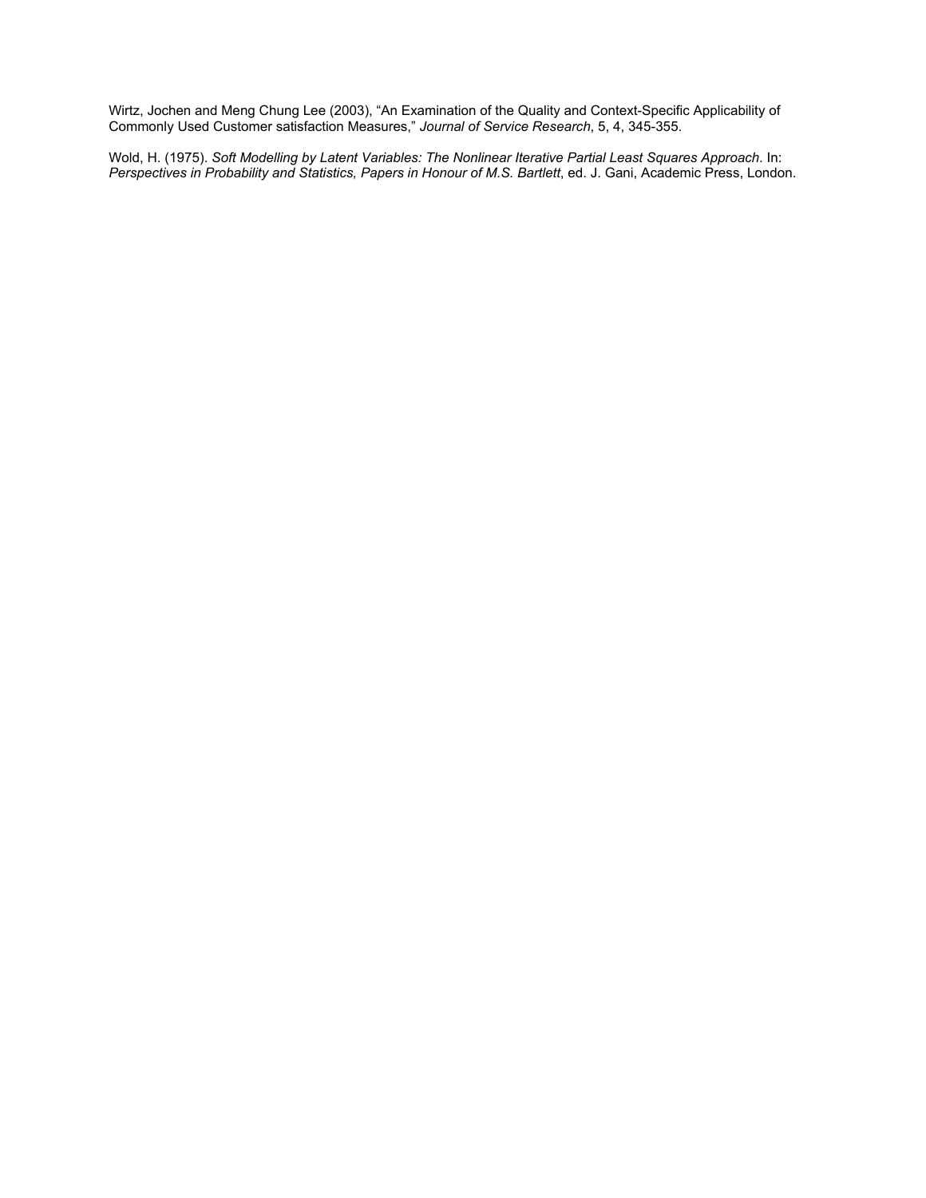Wirtz, Jochen and Meng Chung Lee (2003), “An Examination of the Quality and Context-Specific Applicability of Commonly Used Customer satisfaction Measures,” *Journal of Service Research*, 5, 4, 345-355.

Wold, H. (1975). *Soft Modelling by Latent Variables: The Nonlinear Iterative Partial Least Squares Approach*. In: *Perspectives in Probability and Statistics, Papers in Honour of M.S. Bartlett*, ed. J. Gani, Academic Press, London.